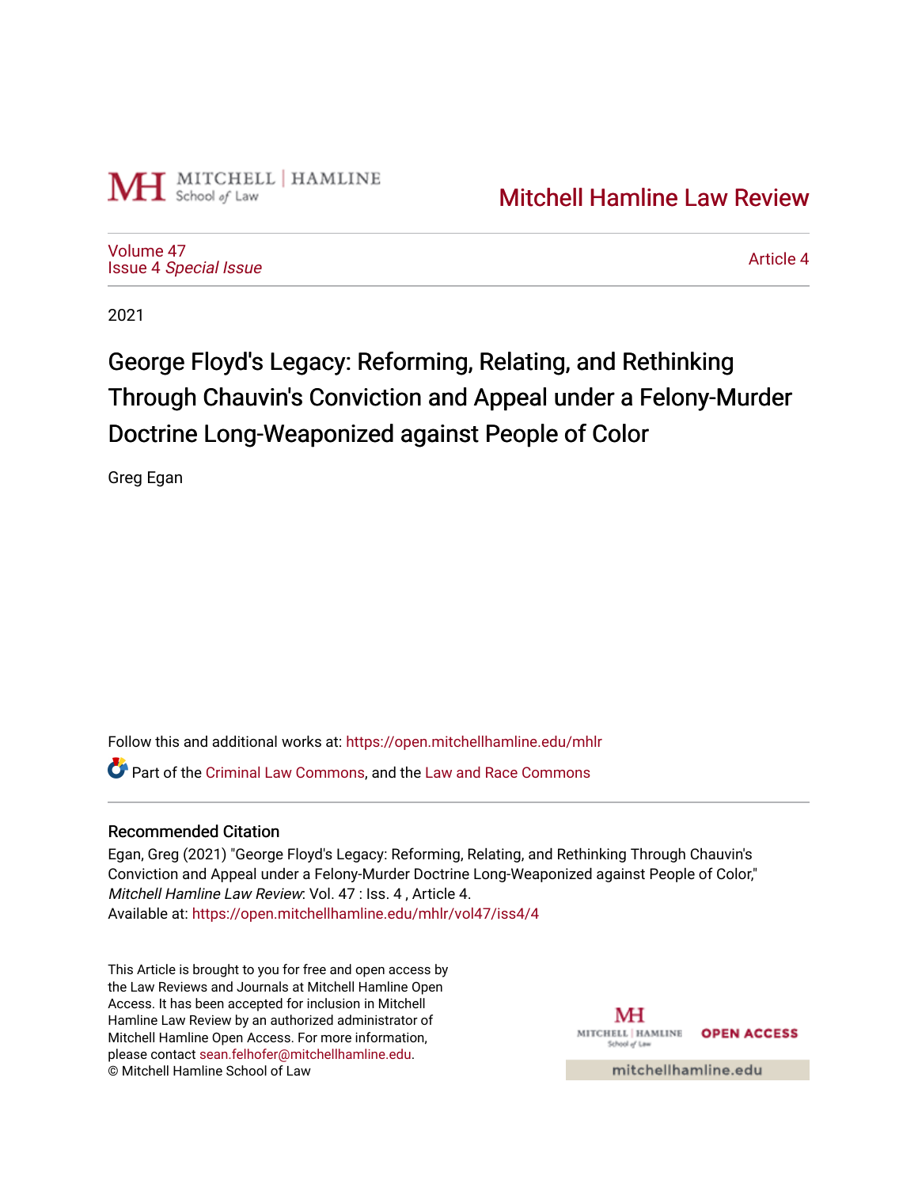Mitchell Hamline Law Review

Volume 47
Issue 4 *Special Issue*

Article 4

2021

# George Floyd's Legacy: Reforming, Relating, and Rethinking Through Chauvin's Conviction and Appeal under a Felony-Murder Doctrine Long-Weaponized against People of Color

Greg Egan

Follow this and additional works at: https://open.mitchellhamline.edu/mhlr

Part of the Criminal Law Commons, and the Law and Race Commons

## Recommended Citation

Egan, Greg (2021) "George Floyd's Legacy: Reforming, Relating, and Rethinking Through Chauvin's Conviction and Appeal under a Felony-Murder Doctrine Long-Weaponized against People of Color," *Mitchell Hamline Law Review*: Vol. 47 : Iss. 4 , Article 4.
Available at: https://open.mitchellhamline.edu/mhlr/vol47/iss4/4

This Article is brought to you for free and open access by the Law Reviews and Journals at Mitchell Hamline Open Access. It has been accepted for inclusion in Mitchell Hamline Law Review by an authorized administrator of Mitchell Hamline Open Access. For more information, please contact sean.felhofer@mitchellhamline.edu.
© Mitchell Hamline School of Law

OPEN ACCESS

mitchellhamline.edu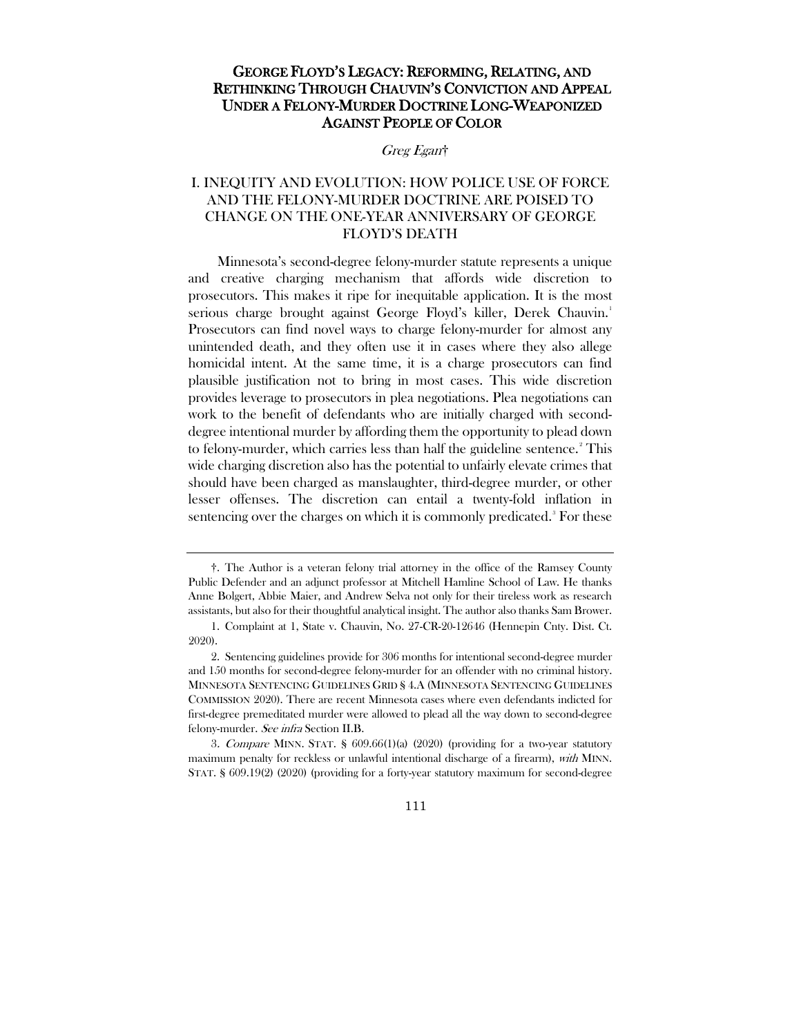# GEORGE FLOYD'S LEGACY: REFORMING, RELATING, AND RETHINKING THROUGH CHAUVIN'S CONVICTION AND APPEAL UNDER A FELONY-MURDER DOCTRINE LONG-WEAPONIZED AGAINST PEOPLE OF COLOR

*Greg Egan*†

## I. INEQUITY AND EVOLUTION: HOW POLICE USE OF FORCE AND THE FELONY-MURDER DOCTRINE ARE POISED TO CHANGE ON THE ONE-YEAR ANNIVERSARY OF GEORGE FLOYD'S DEATH

Minnesota's second-degree felony-murder statute represents a unique and creative charging mechanism that affords wide discretion to prosecutors. This makes it ripe for inequitable application. It is the most serious charge brought against George Floyd's killer, Derek Chauvin.[1] Prosecutors can find novel ways to charge felony-murder for almost any unintended death, and they often use it in cases where they also allege homicidal intent. At the same time, it is a charge prosecutors can find plausible justification not to bring in most cases. This wide discretion provides leverage to prosecutors in plea negotiations. Plea negotiations can work to the benefit of defendants who are initially charged with second-degree intentional murder by affording them the opportunity to plead down to felony-murder, which carries less than half the guideline sentence.[2] This wide charging discretion also has the potential to unfairly elevate crimes that should have been charged as manslaughter, third-degree murder, or other lesser offenses. The discretion can entail a twenty-fold inflation in sentencing over the charges on which it is commonly predicated.[3] For these

---

†. The Author is a veteran felony trial attorney in the office of the Ramsey County Public Defender and an adjunct professor at Mitchell Hamline School of Law. He thanks Anne Bolgert, Abbie Maier, and Andrew Selva not only for their tireless work as research assistants, but also for their thoughtful analytical insight. The author also thanks Sam Brower.

1. Complaint at 1, State v. Chauvin, No. 27-CR-20-12646 (Hennepin Cnty. Dist. Ct. 2020).

2. Sentencing guidelines provide for 306 months for intentional second-degree murder and 150 months for second-degree felony-murder for an offender with no criminal history. MINNESOTA SENTENCING GUIDELINES GRID § 4.A (MINNESOTA SENTENCING GUIDELINES COMMISSION 2020). There are recent Minnesota cases where even defendants indicted for first-degree premeditated murder were allowed to plead all the way down to second-degree felony-murder. *See infra* Section II.B.

3. *Compare* MINN. STAT. § 609.66(1)(a) (2020) (providing for a two-year statutory maximum penalty for reckless or unlawful intentional discharge of a firearm), *with* MINN. STAT. § 609.19(2) (2020) (providing for a forty-year statutory maximum for second-degree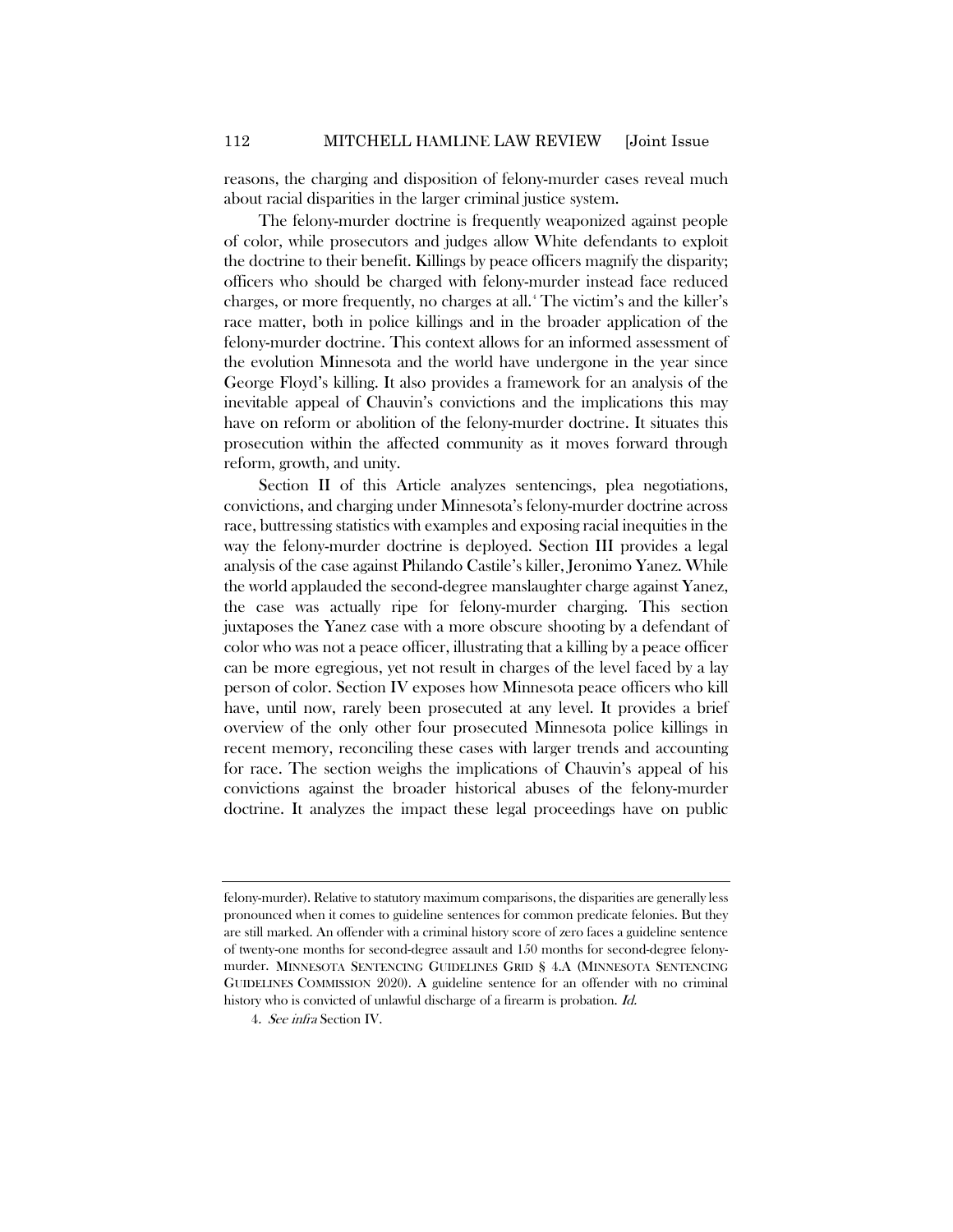reasons, the charging and disposition of felony-murder cases reveal much about racial disparities in the larger criminal justice system.

The felony-murder doctrine is frequently weaponized against people of color, while prosecutors and judges allow White defendants to exploit the doctrine to their benefit. Killings by peace officers magnify the disparity; officers who should be charged with felony-murder instead face reduced charges, or more frequently, no charges at all.[4] The victim's and the killer's race matter, both in police killings and in the broader application of the felony-murder doctrine. This context allows for an informed assessment of the evolution Minnesota and the world have undergone in the year since George Floyd's killing. It also provides a framework for an analysis of the inevitable appeal of Chauvin's convictions and the implications this may have on reform or abolition of the felony-murder doctrine. It situates this prosecution within the affected community as it moves forward through reform, growth, and unity.

Section II of this Article analyzes sentencings, plea negotiations, convictions, and charging under Minnesota's felony-murder doctrine across race, buttressing statistics with examples and exposing racial inequities in the way the felony-murder doctrine is deployed. Section III provides a legal analysis of the case against Philando Castile's killer, Jeronimo Yanez. While the world applauded the second-degree manslaughter charge against Yanez, the case was actually ripe for felony-murder charging. This section juxtaposes the Yanez case with a more obscure shooting by a defendant of color who was not a peace officer, illustrating that a killing by a peace officer can be more egregious, yet not result in charges of the level faced by a lay person of color. Section IV exposes how Minnesota peace officers who kill have, until now, rarely been prosecuted at any level. It provides a brief overview of the only other four prosecuted Minnesota police killings in recent memory, reconciling these cases with larger trends and accounting for race. The section weighs the implications of Chauvin's appeal of his convictions against the broader historical abuses of the felony-murder doctrine. It analyzes the impact these legal proceedings have on public

---

felony-murder). Relative to statutory maximum comparisons, the disparities are generally less pronounced when it comes to guideline sentences for common predicate felonies. But they are still marked. An offender with a criminal history score of zero faces a guideline sentence of twenty-one months for second-degree assault and 150 months for second-degree felony-murder. MINNESOTA SENTENCING GUIDELINES GRID § 4.A (MINNESOTA SENTENCING GUIDELINES COMMISSION 2020). A guideline sentence for an offender with no criminal history who is convicted of unlawful discharge of a firearm is probation. *Id.*

4. *See infra* Section IV.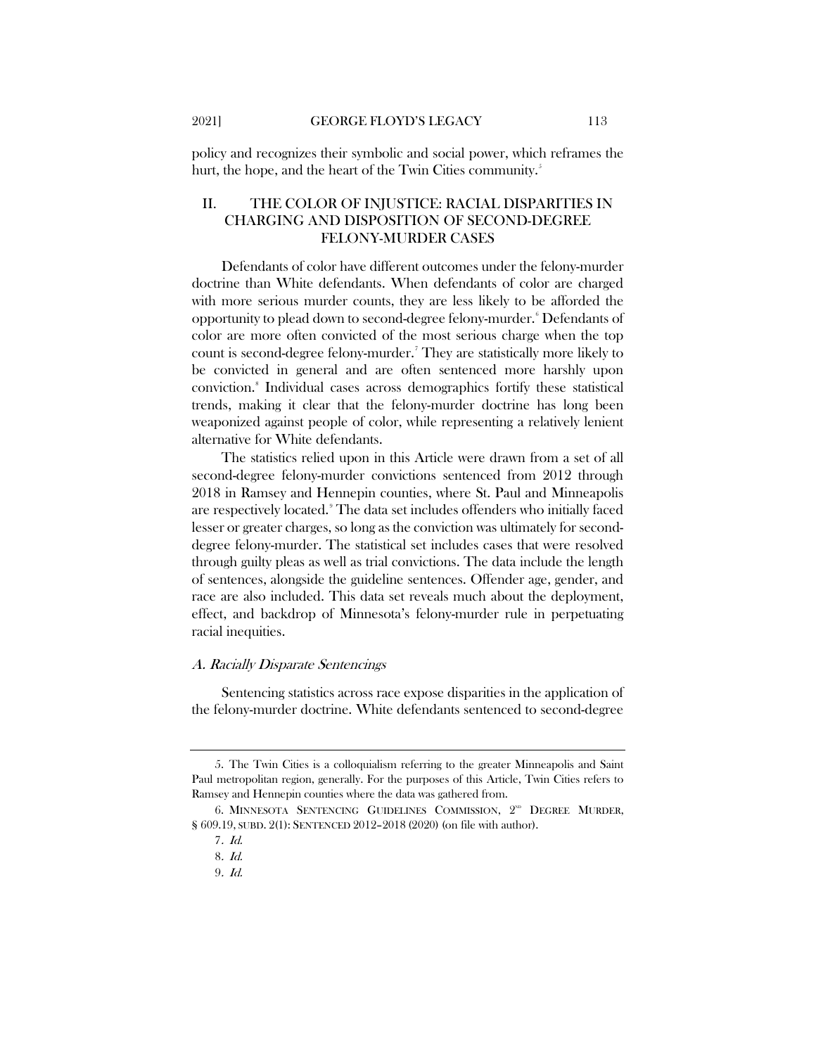policy and recognizes their symbolic and social power, which reframes the hurt, the hope, and the heart of the Twin Cities community.[5]

## II. THE COLOR OF INJUSTICE: RACIAL DISPARITIES IN CHARGING AND DISPOSITION OF SECOND-DEGREE FELONY-MURDER CASES

Defendants of color have different outcomes under the felony-murder doctrine than White defendants. When defendants of color are charged with more serious murder counts, they are less likely to be afforded the opportunity to plead down to second-degree felony-murder.[6] Defendants of color are more often convicted of the most serious charge when the top count is second-degree felony-murder.[7] They are statistically more likely to be convicted in general and are often sentenced more harshly upon conviction.[8] Individual cases across demographics fortify these statistical trends, making it clear that the felony-murder doctrine has long been weaponized against people of color, while representing a relatively lenient alternative for White defendants.

The statistics relied upon in this Article were drawn from a set of all second-degree felony-murder convictions sentenced from 2012 through 2018 in Ramsey and Hennepin counties, where St. Paul and Minneapolis are respectively located.[9] The data set includes offenders who initially faced lesser or greater charges, so long as the conviction was ultimately for second-degree felony-murder. The statistical set includes cases that were resolved through guilty pleas as well as trial convictions. The data include the length of sentences, alongside the guideline sentences. Offender age, gender, and race are also included. This data set reveals much about the deployment, effect, and backdrop of Minnesota's felony-murder rule in perpetuating racial inequities.

### *A. Racially Disparate Sentencings*

Sentencing statistics across race expose disparities in the application of the felony-murder doctrine. White defendants sentenced to second-degree

---

5. The Twin Cities is a colloquialism referring to the greater Minneapolis and Saint Paul metropolitan region, generally. For the purposes of this Article, Twin Cities refers to Ramsey and Hennepin counties where the data was gathered from.

6. MINNESOTA SENTENCING GUIDELINES COMMISSION, 2ND DEGREE MURDER, § 609.19, SUBD. 2(1): SENTENCED 2012–2018 (2020) (on file with author).

7. *Id.*

8. *Id.*

9. *Id.*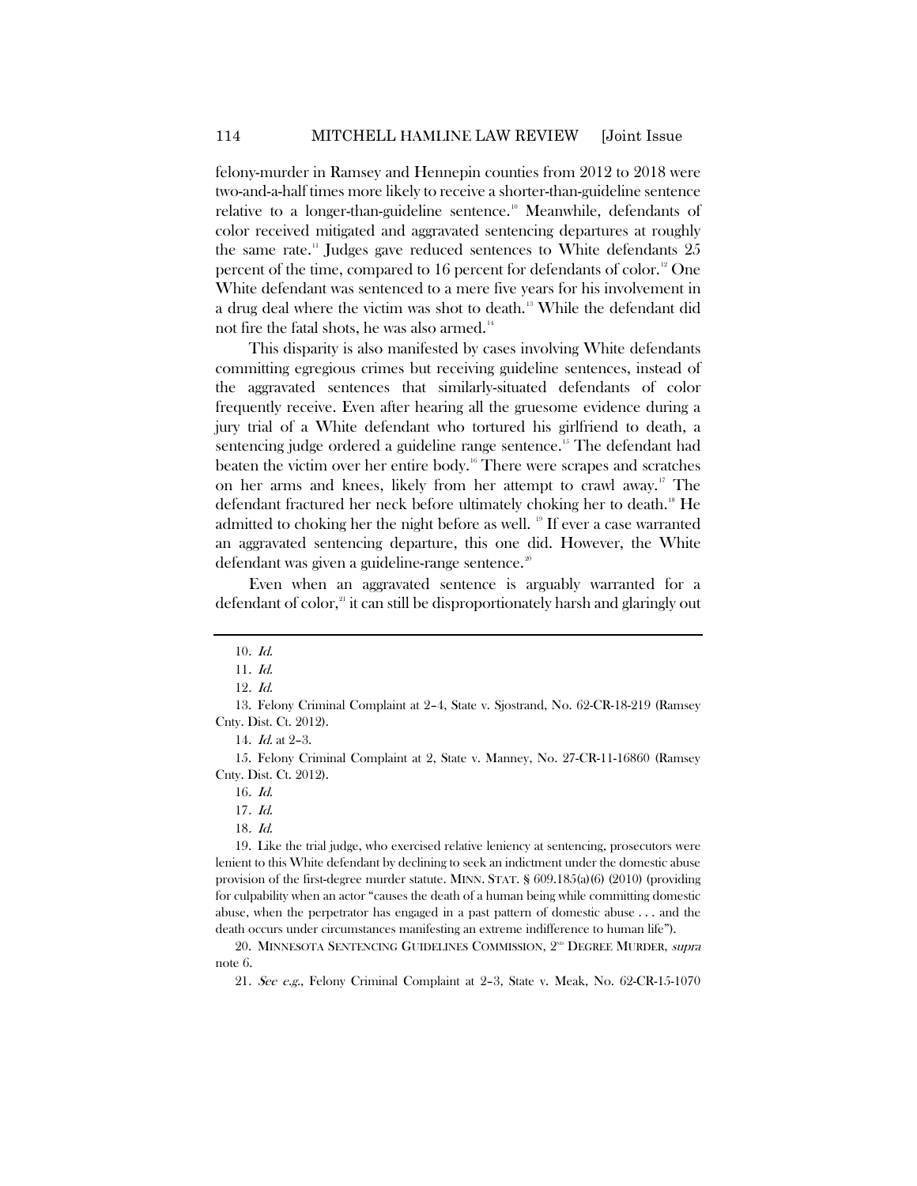felony-murder in Ramsey and Hennepin counties from 2012 to 2018 were two-and-a-half times more likely to receive a shorter-than-guideline sentence relative to a longer-than-guideline sentence.[10] Meanwhile, defendants of color received mitigated and aggravated sentencing departures at roughly the same rate.[11] Judges gave reduced sentences to White defendants 25 percent of the time, compared to 16 percent for defendants of color.[12] One White defendant was sentenced to a mere five years for his involvement in a drug deal where the victim was shot to death.[13] While the defendant did not fire the fatal shots, he was also armed.[14]

This disparity is also manifested by cases involving White defendants committing egregious crimes but receiving guideline sentences, instead of the aggravated sentences that similarly-situated defendants of color frequently receive. Even after hearing all the gruesome evidence during a jury trial of a White defendant who tortured his girlfriend to death, a sentencing judge ordered a guideline range sentence.[15] The defendant had beaten the victim over her entire body.[16] There were scrapes and scratches on her arms and knees, likely from her attempt to crawl away.[17] The defendant fractured her neck before ultimately choking her to death.[18] He admitted to choking her the night before as well. [19] If ever a case warranted an aggravated sentencing departure, this one did. However, the White defendant was given a guideline-range sentence.[20]

Even when an aggravated sentence is arguably warranted for a defendant of color,[21] it can still be disproportionately harsh and glaringly out

---

10. *Id.*

11. *Id.*

12. *Id.*

13. Felony Criminal Complaint at 2–4, State v. Sjostrand, No. 62-CR-18-219 (Ramsey Cnty. Dist. Ct. 2012).

14. *Id.* at 2–3.

15. Felony Criminal Complaint at 2, State v. Manney, No. 27-CR-11-16860 (Ramsey Cnty. Dist. Ct. 2012).

16. *Id.*

17. *Id.*

18. *Id.*

19. Like the trial judge, who exercised relative leniency at sentencing, prosecutors were lenient to this White defendant by declining to seek an indictment under the domestic abuse provision of the first-degree murder statute. MINN. STAT. § 609.185(a)(6) (2010) (providing for culpability when an actor "causes the death of a human being while committing domestic abuse, when the perpetrator has engaged in a past pattern of domestic abuse . . . and the death occurs under circumstances manifesting an extreme indifference to human life").

20. MINNESOTA SENTENCING GUIDELINES COMMISSION, 2ND DEGREE MURDER, *supra* note 6.

21. *See e.g.*, Felony Criminal Complaint at 2–3, State v. Meak, No. 62-CR-15-1070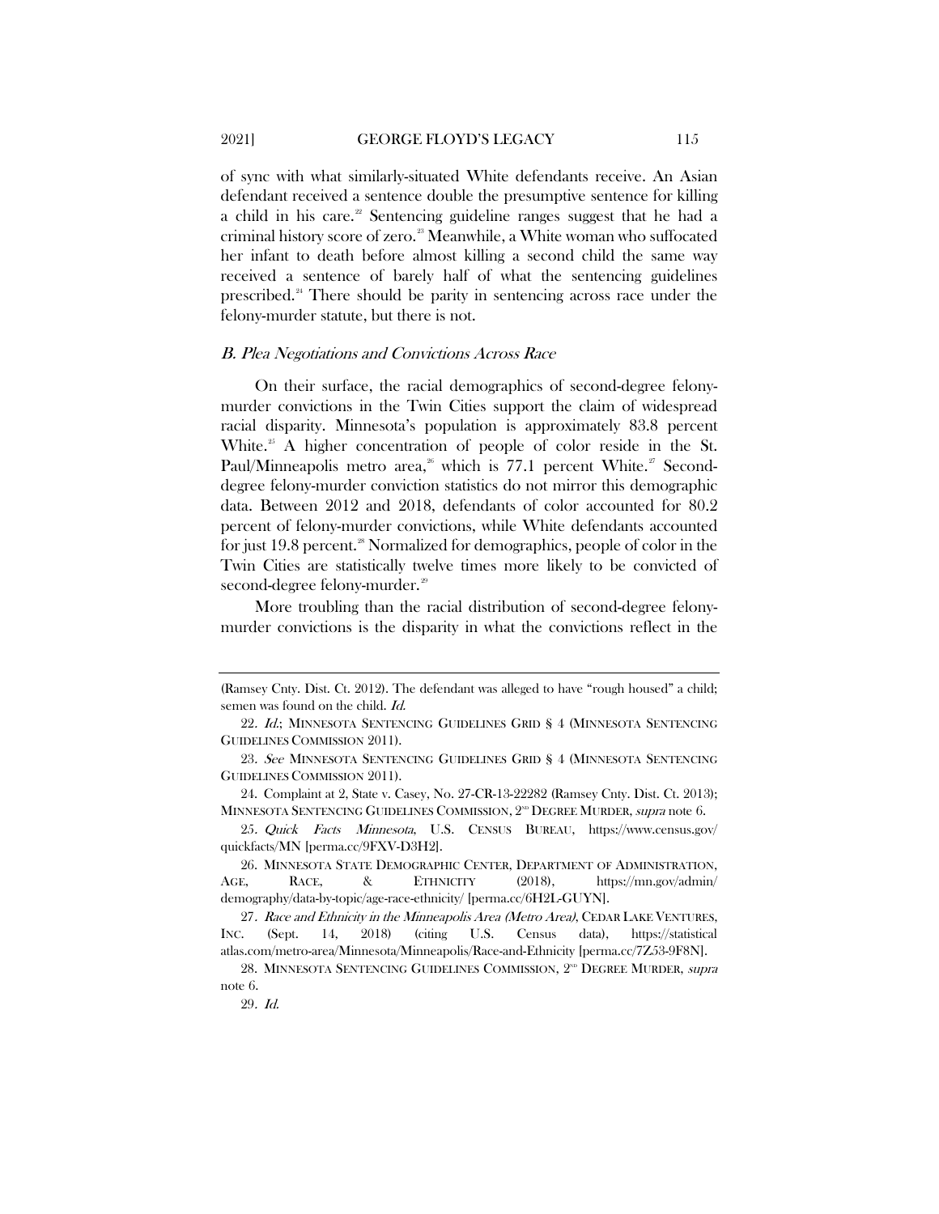of sync with what similarly-situated White defendants receive. An Asian defendant received a sentence double the presumptive sentence for killing a child in his care.[22] Sentencing guideline ranges suggest that he had a criminal history score of zero.[23] Meanwhile, a White woman who suffocated her infant to death before almost killing a second child the same way received a sentence of barely half of what the sentencing guidelines prescribed.[24] There should be parity in sentencing across race under the felony-murder statute, but there is not.

### *B. Plea Negotiations and Convictions Across Race*

On their surface, the racial demographics of second-degree felony-murder convictions in the Twin Cities support the claim of widespread racial disparity. Minnesota's population is approximately 83.8 percent White.[25] A higher concentration of people of color reside in the St. Paul/Minneapolis metro area,[26] which is 77.1 percent White.[27] Second-degree felony-murder conviction statistics do not mirror this demographic data. Between 2012 and 2018, defendants of color accounted for 80.2 percent of felony-murder convictions, while White defendants accounted for just 19.8 percent.[28] Normalized for demographics, people of color in the Twin Cities are statistically twelve times more likely to be convicted of second-degree felony-murder.[29]

More troubling than the racial distribution of second-degree felony-murder convictions is the disparity in what the convictions reflect in the

---

(Ramsey Cnty. Dist. Ct. 2012). The defendant was alleged to have "rough housed" a child; semen was found on the child. *Id.*

22. *Id.*; MINNESOTA SENTENCING GUIDELINES GRID § 4 (MINNESOTA SENTENCING GUIDELINES COMMISSION 2011).

23. *See* MINNESOTA SENTENCING GUIDELINES GRID § 4 (MINNESOTA SENTENCING GUIDELINES COMMISSION 2011).

24. Complaint at 2, State v. Casey, No. 27-CR-13-22282 (Ramsey Cnty. Dist. Ct. 2013); MINNESOTA SENTENCING GUIDELINES COMMISSION, 2ND DEGREE MURDER, *supra* note 6.

25. *Quick Facts Minnesota*, U.S. CENSUS BUREAU, https://www.census.gov/quickfacts/MN [perma.cc/9FXV-D3H2].

26. MINNESOTA STATE DEMOGRAPHIC CENTER, DEPARTMENT OF ADMINISTRATION, AGE, RACE, & ETHNICITY (2018), https://mn.gov/admin/demography/data-by-topic/age-race-ethnicity/ [perma.cc/6H2L-GUYN].

27. *Race and Ethnicity in the Minneapolis Area (Metro Area)*, CEDAR LAKE VENTURES, INC. (Sept. 14, 2018) (citing U.S. Census data), https://statisticalatlas.com/metro-area/Minnesota/Minneapolis/Race-and-Ethnicity [perma.cc/7Z53-9F8N].

28. MINNESOTA SENTENCING GUIDELINES COMMISSION, 2ND DEGREE MURDER, *supra* note 6.

29. *Id.*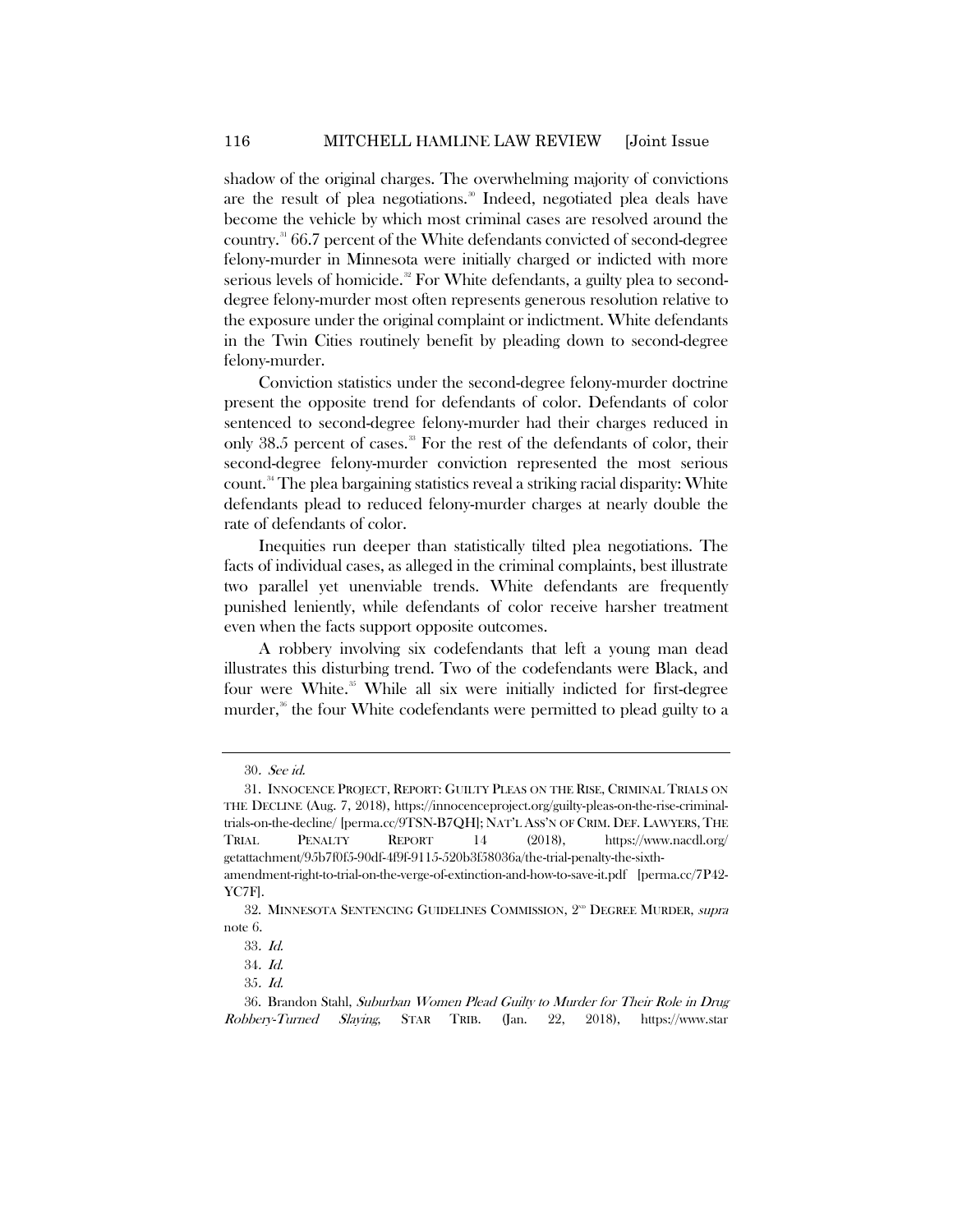shadow of the original charges. The overwhelming majority of convictions are the result of plea negotiations.[30] Indeed, negotiated plea deals have become the vehicle by which most criminal cases are resolved around the country.[31] 66.7 percent of the White defendants convicted of second-degree felony-murder in Minnesota were initially charged or indicted with more serious levels of homicide.[32] For White defendants, a guilty plea to second-degree felony-murder most often represents generous resolution relative to the exposure under the original complaint or indictment. White defendants in the Twin Cities routinely benefit by pleading down to second-degree felony-murder.

Conviction statistics under the second-degree felony-murder doctrine present the opposite trend for defendants of color. Defendants of color sentenced to second-degree felony-murder had their charges reduced in only 38.5 percent of cases.[33] For the rest of the defendants of color, their second-degree felony-murder conviction represented the most serious count.[34] The plea bargaining statistics reveal a striking racial disparity: White defendants plead to reduced felony-murder charges at nearly double the rate of defendants of color.

Inequities run deeper than statistically tilted plea negotiations. The facts of individual cases, as alleged in the criminal complaints, best illustrate two parallel yet unenviable trends. White defendants are frequently punished leniently, while defendants of color receive harsher treatment even when the facts support opposite outcomes.

A robbery involving six codefendants that left a young man dead illustrates this disturbing trend. Two of the codefendants were Black, and four were White.[35] While all six were initially indicted for first-degree murder,[36] the four White codefendants were permitted to plead guilty to a

---

30. *See id.*

31. INNOCENCE PROJECT, REPORT: GUILTY PLEAS ON THE RISE, CRIMINAL TRIALS ON THE DECLINE (Aug. 7, 2018), https://innocenceproject.org/guilty-pleas-on-the-rise-criminal-trials-on-the-decline/ [perma.cc/9TSN-B7QH]; NAT'L ASS'N OF CRIM. DEF. LAWYERS, THE TRIAL PENALTY REPORT 14 (2018), https://www.nacdl.org/getattachment/95b7f0f5-90df-4f9f-9115-520b3f58036a/the-trial-penalty-the-sixth-amendment-right-to-trial-on-the-verge-of-extinction-and-how-to-save-it.pdf [perma.cc/7P42-YC7F].

32. MINNESOTA SENTENCING GUIDELINES COMMISSION, 2ND DEGREE MURDER, *supra* note 6.

33. *Id.*

34. *Id.*

35. *Id.*

36. Brandon Stahl, *Suburban Women Plead Guilty to Murder for Their Role in Drug Robbery-Turned Slaying*, STAR TRIB. (Jan. 22, 2018), https://www.star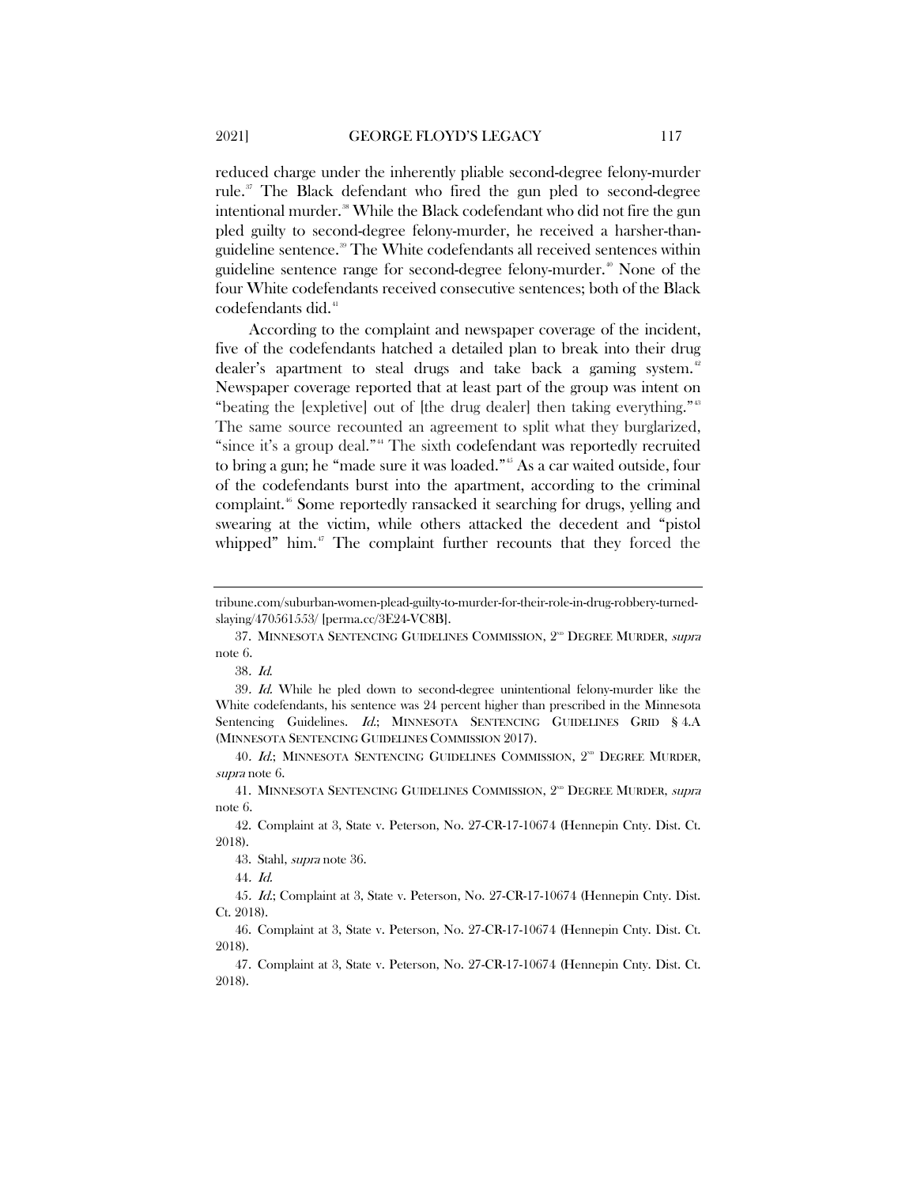reduced charge under the inherently pliable second-degree felony-murder rule.[37] The Black defendant who fired the gun pled to second-degree intentional murder.[38] While the Black codefendant who did not fire the gun pled guilty to second-degree felony-murder, he received a harsher-than-guideline sentence.[39] The White codefendants all received sentences within guideline sentence range for second-degree felony-murder.[40] None of the four White codefendants received consecutive sentences; both of the Black codefendants did.[41]

According to the complaint and newspaper coverage of the incident, five of the codefendants hatched a detailed plan to break into their drug dealer's apartment to steal drugs and take back a gaming system.[42] Newspaper coverage reported that at least part of the group was intent on "beating the [expletive] out of [the drug dealer] then taking everything."[43] The same source recounted an agreement to split what they burglarized, "since it's a group deal."[44] The sixth codefendant was reportedly recruited to bring a gun; he "made sure it was loaded."[45] As a car waited outside, four of the codefendants burst into the apartment, according to the criminal complaint.[46] Some reportedly ransacked it searching for drugs, yelling and swearing at the victim, while others attacked the decedent and "pistol whipped" him.[47] The complaint further recounts that they forced the

---

tribune.com/suburban-women-plead-guilty-to-murder-for-their-role-in-drug-robbery-turned-slaying/470561553/ [perma.cc/3E24-VC8B].

37. MINNESOTA SENTENCING GUIDELINES COMMISSION, 2ND DEGREE MURDER, *supra* note 6.

38. *Id.*

39. *Id.* While he pled down to second-degree unintentional felony-murder like the White codefendants, his sentence was 24 percent higher than prescribed in the Minnesota Sentencing Guidelines. *Id.*; MINNESOTA SENTENCING GUIDELINES GRID § 4.A (MINNESOTA SENTENCING GUIDELINES COMMISSION 2017).

40. *Id.*; MINNESOTA SENTENCING GUIDELINES COMMISSION, 2ND DEGREE MURDER, *supra* note 6.

41. MINNESOTA SENTENCING GUIDELINES COMMISSION, 2ND DEGREE MURDER, *supra* note 6.

42. Complaint at 3, State v. Peterson, No. 27-CR-17-10674 (Hennepin Cnty. Dist. Ct. 2018).

43. Stahl, *supra* note 36.

44. *Id.*

45. *Id.*; Complaint at 3, State v. Peterson, No. 27-CR-17-10674 (Hennepin Cnty. Dist. Ct. 2018).

46. Complaint at 3, State v. Peterson, No. 27-CR-17-10674 (Hennepin Cnty. Dist. Ct. 2018).

47. Complaint at 3, State v. Peterson, No. 27-CR-17-10674 (Hennepin Cnty. Dist. Ct. 2018).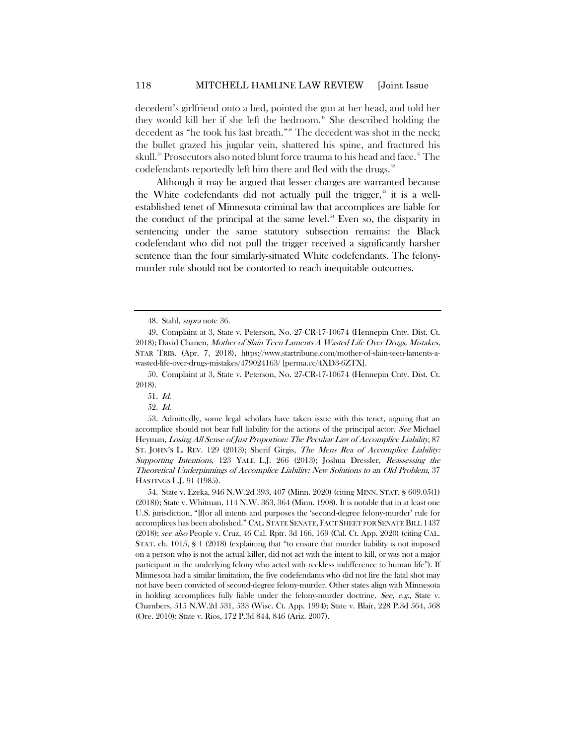decedent's girlfriend onto a bed, pointed the gun at her head, and told her they would kill her if she left the bedroom.[48] She described holding the decedent as "he took his last breath."[49] The decedent was shot in the neck; the bullet grazed his jugular vein, shattered his spine, and fractured his skull.[50] Prosecutors also noted blunt force trauma to his head and face.[51] The codefendants reportedly left him there and fled with the drugs.[52]

Although it may be argued that lesser charges are warranted because the White codefendants did not actually pull the trigger,[53] it is a well-established tenet of Minnesota criminal law that accomplices are liable for the conduct of the principal at the same level.[54] Even so, the disparity in sentencing under the same statutory subsection remains: the Black codefendant who did not pull the trigger received a significantly harsher sentence than the four similarly-situated White codefendants. The felony-murder rule should not be contorted to reach inequitable outcomes.

---

48. Stahl, *supra* note 36.

49. Complaint at 3, State v. Peterson, No. 27-CR-17-10674 (Hennepin Cnty. Dist. Ct. 2018); David Chanen, *Mother of Slain Teen Laments A Wasted Life Over Drugs, Mistakes*, STAR TRIB. (Apr. 7, 2018), https://www.startribune.com/mother-of-slain-teen-laments-a-wasted-life-over-drugs-mistakes/479024163/ [perma.cc/4XD3-6ZTX].

50. Complaint at 3, State v. Peterson, No. 27-CR-17-10674 (Hennepin Cnty. Dist. Ct. 2018).

51. *Id.*

52. *Id.*

53. Admittedly, some legal scholars have taken issue with this tenet, arguing that an accomplice should not bear full liability for the actions of the principal actor. *See* Michael Heyman, *Losing All Sense of Just Proportion: The Peculiar Law of Accomplice Liability*, 87 ST. JOHN'S L. REV. 129 (2013); Sherif Girgis, *The Mens Rea of Accomplice Liability: Supporting Intentions*, 123 YALE L.J. 266 (2013); Joshua Dressler, *Reassessing the Theoretical Underpinnings of Accomplice Liability: New Solutions to an Old Problem*, 37 HASTINGS L.J. 91 (1985).

54. State v. Ezeka, 946 N.W.2d 393, 407 (Minn. 2020) (citing MINN. STAT. § 609.05(1) (2018)); State v. Whitman, 114 N.W. 363, 364 (Minn. 1908). It is notable that in at least one U.S. jurisdiction, "[f]or all intents and purposes the 'second-degree felony-murder' rule for accomplices has been abolished." CAL. STATE SENATE, FACT SHEET FOR SENATE BILL 1437 (2018); *see also* People v. Cruz, 46 Cal. Rptr. 3d 166, 169 (Cal. Ct. App. 2020) (citing CAL. STAT. ch. 1015, § 1 (2018) (explaining that "to ensure that murder liability is not imposed on a person who is not the actual killer, did not act with the intent to kill, or was not a major participant in the underlying felony who acted with reckless indifference to human life"). If Minnesota had a similar limitation, the five codefendants who did not fire the fatal shot may not have been convicted of second-degree felony-murder. Other states align with Minnesota in holding accomplices fully liable under the felony-murder doctrine. *See, e.g.*, State v. Chambers, 515 N.W.2d 531, 533 (Wisc. Ct. App. 1994); State v. Blair, 228 P.3d 564, 568 (Ore. 2010); State v. Rios, 172 P.3d 844, 846 (Ariz. 2007).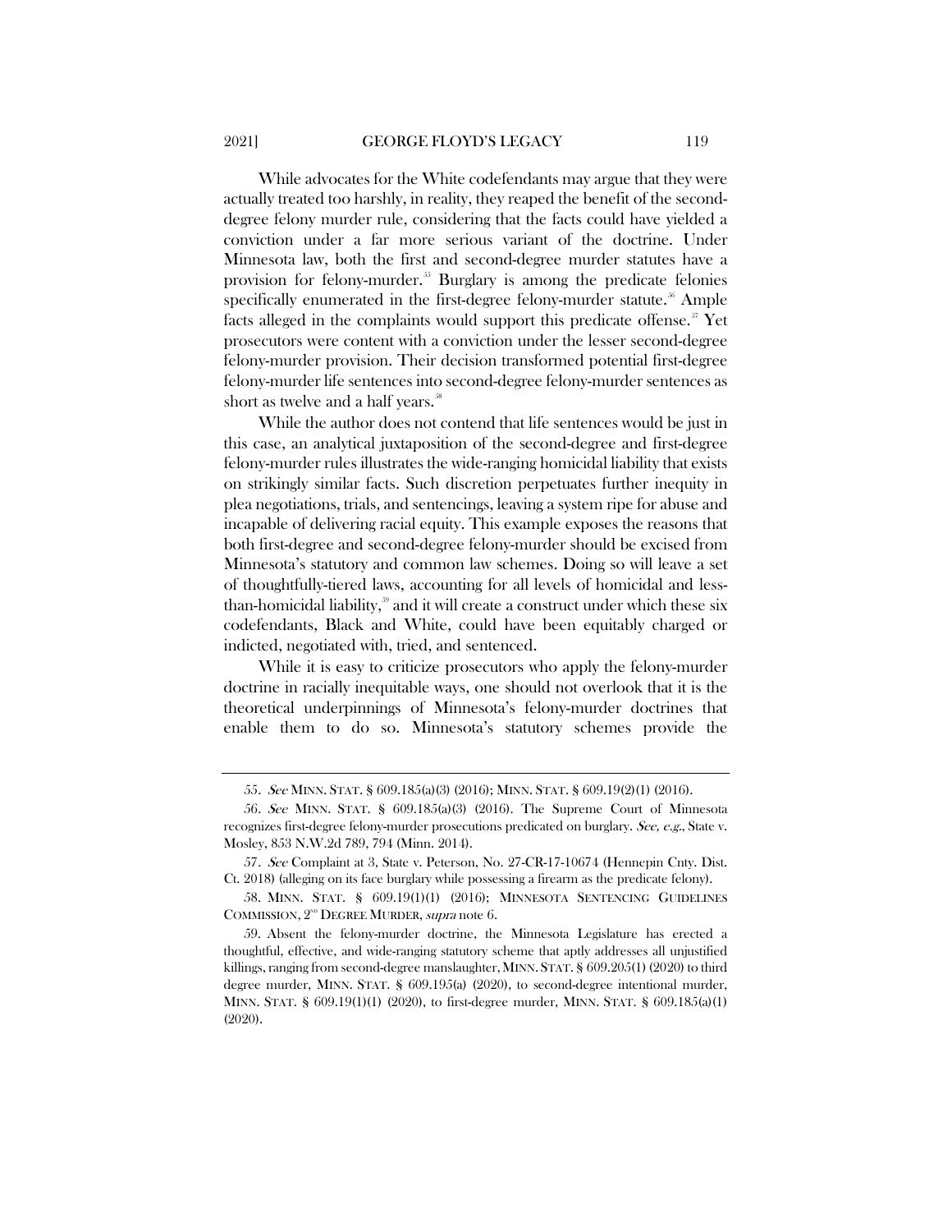While advocates for the White codefendants may argue that they were actually treated too harshly, in reality, they reaped the benefit of the second-degree felony murder rule, considering that the facts could have yielded a conviction under a far more serious variant of the doctrine. Under Minnesota law, both the first and second-degree murder statutes have a provision for felony-murder.[55] Burglary is among the predicate felonies specifically enumerated in the first-degree felony-murder statute.[56] Ample facts alleged in the complaints would support this predicate offense.[57] Yet prosecutors were content with a conviction under the lesser second-degree felony-murder provision. Their decision transformed potential first-degree felony-murder life sentences into second-degree felony-murder sentences as short as twelve and a half years.[58]

While the author does not contend that life sentences would be just in this case, an analytical juxtaposition of the second-degree and first-degree felony-murder rules illustrates the wide-ranging homicidal liability that exists on strikingly similar facts. Such discretion perpetuates further inequity in plea negotiations, trials, and sentencings, leaving a system ripe for abuse and incapable of delivering racial equity. This example exposes the reasons that both first-degree and second-degree felony-murder should be excised from Minnesota's statutory and common law schemes. Doing so will leave a set of thoughtfully-tiered laws, accounting for all levels of homicidal and less-than-homicidal liability,[59] and it will create a construct under which these six codefendants, Black and White, could have been equitably charged or indicted, negotiated with, tried, and sentenced.

While it is easy to criticize prosecutors who apply the felony-murder doctrine in racially inequitable ways, one should not overlook that it is the theoretical underpinnings of Minnesota's felony-murder doctrines that enable them to do so. Minnesota's statutory schemes provide the

---

55. *See* MINN. STAT. § 609.185(a)(3) (2016); MINN. STAT. § 609.19(2)(1) (2016).

56. *See* MINN. STAT. § 609.185(a)(3) (2016). The Supreme Court of Minnesota recognizes first-degree felony-murder prosecutions predicated on burglary. *See, e.g.*, State v. Mosley, 853 N.W.2d 789, 794 (Minn. 2014).

57. *See* Complaint at 3, State v. Peterson, No. 27-CR-17-10674 (Hennepin Cnty. Dist. Ct. 2018) (alleging on its face burglary while possessing a firearm as the predicate felony).

58. MINN. STAT. § 609.19(1)(1) (2016); MINNESOTA SENTENCING GUIDELINES COMMISSION, 2ND DEGREE MURDER, *supra* note 6.

59. Absent the felony-murder doctrine, the Minnesota Legislature has erected a thoughtful, effective, and wide-ranging statutory scheme that aptly addresses all unjustified killings, ranging from second-degree manslaughter, MINN. STAT. § 609.205(1) (2020) to third degree murder, MINN. STAT. § 609.195(a) (2020), to second-degree intentional murder, MINN. STAT. § 609.19(1)(1) (2020), to first-degree murder, MINN. STAT. § 609.185(a)(1) (2020).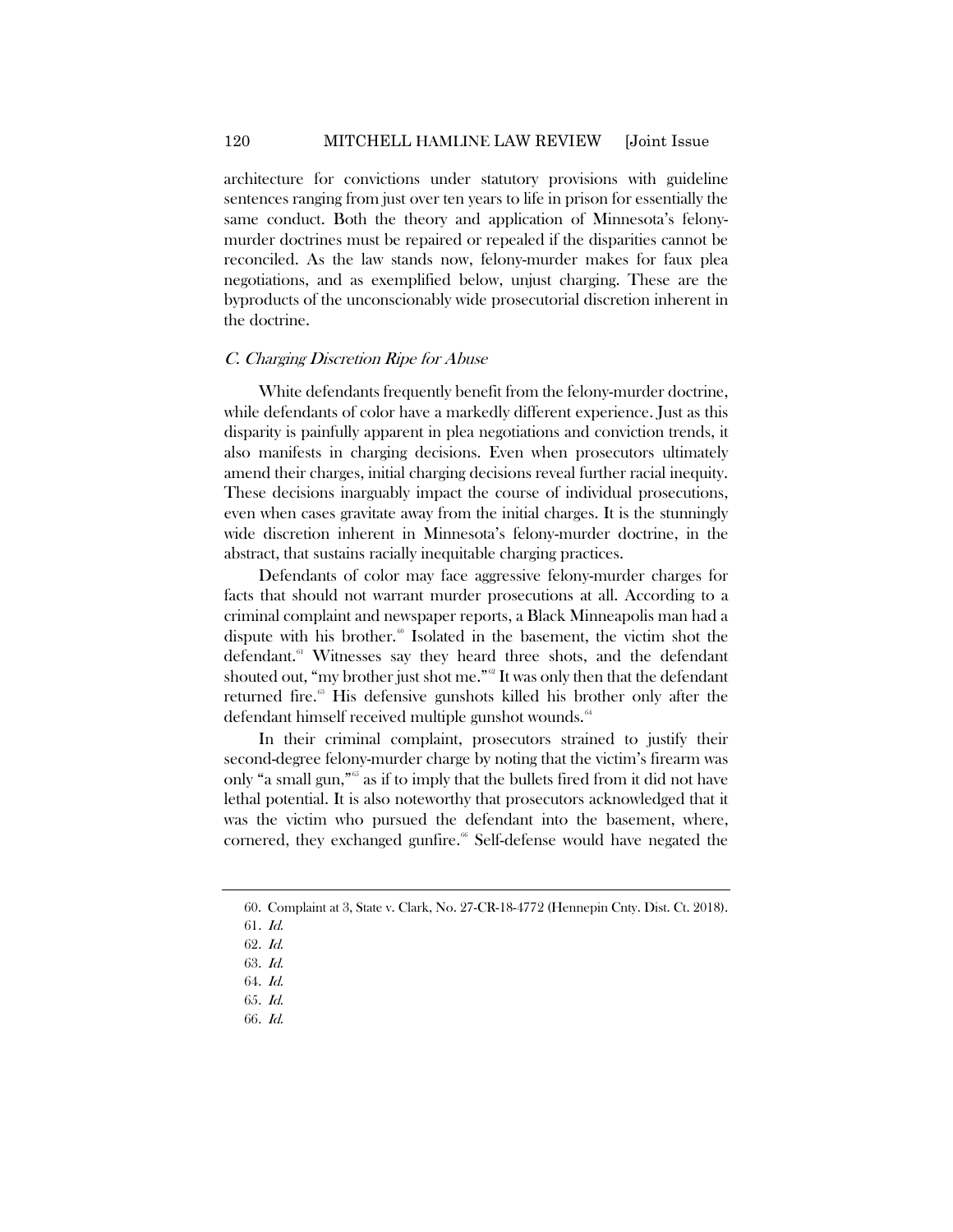architecture for convictions under statutory provisions with guideline sentences ranging from just over ten years to life in prison for essentially the same conduct. Both the theory and application of Minnesota's felony-murder doctrines must be repaired or repealed if the disparities cannot be reconciled. As the law stands now, felony-murder makes for faux plea negotiations, and as exemplified below, unjust charging. These are the byproducts of the unconscionably wide prosecutorial discretion inherent in the doctrine.

### *C. Charging Discretion Ripe for Abuse*

White defendants frequently benefit from the felony-murder doctrine, while defendants of color have a markedly different experience. Just as this disparity is painfully apparent in plea negotiations and conviction trends, it also manifests in charging decisions. Even when prosecutors ultimately amend their charges, initial charging decisions reveal further racial inequity. These decisions inarguably impact the course of individual prosecutions, even when cases gravitate away from the initial charges. It is the stunningly wide discretion inherent in Minnesota's felony-murder doctrine, in the abstract, that sustains racially inequitable charging practices.

Defendants of color may face aggressive felony-murder charges for facts that should not warrant murder prosecutions at all. According to a criminal complaint and newspaper reports, a Black Minneapolis man had a dispute with his brother.[60] Isolated in the basement, the victim shot the defendant.[61] Witnesses say they heard three shots, and the defendant shouted out, "my brother just shot me."[62] It was only then that the defendant returned fire.[63] His defensive gunshots killed his brother only after the defendant himself received multiple gunshot wounds.[64]

In their criminal complaint, prosecutors strained to justify their second-degree felony-murder charge by noting that the victim's firearm was only "a small gun,"[65] as if to imply that the bullets fired from it did not have lethal potential. It is also noteworthy that prosecutors acknowledged that it was the victim who pursued the defendant into the basement, where, cornered, they exchanged gunfire.[66] Self-defense would have negated the

---

60. Complaint at 3, State v. Clark, No. 27-CR-18-4772 (Hennepin Cnty. Dist. Ct. 2018).
61. *Id.*
62. *Id.*
63. *Id.*
64. *Id.*
65. *Id.*
66. *Id.*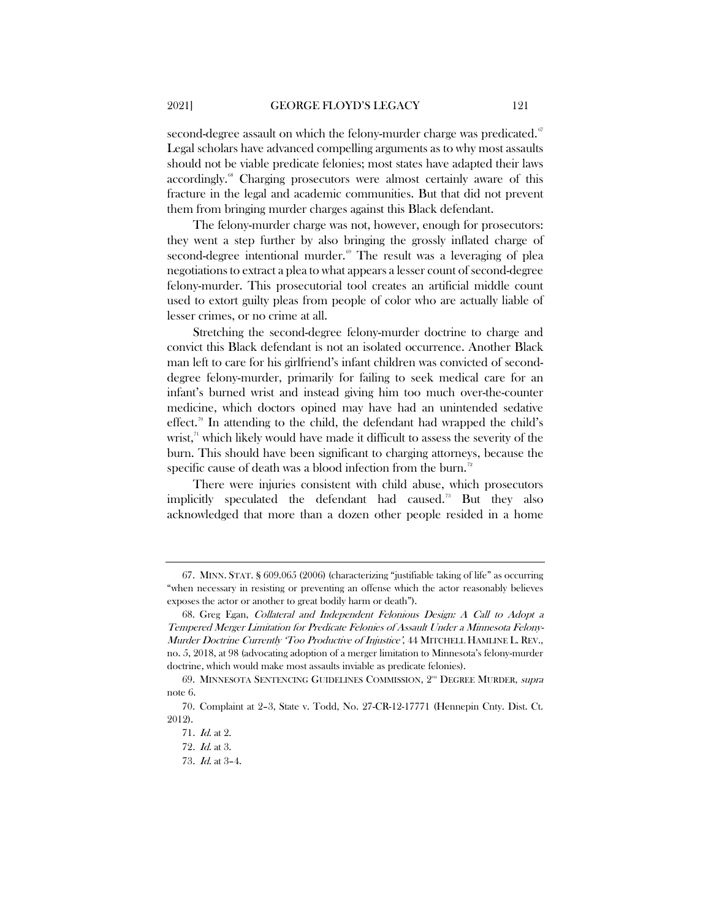second-degree assault on which the felony-murder charge was predicated.[67] Legal scholars have advanced compelling arguments as to why most assaults should not be viable predicate felonies; most states have adapted their laws accordingly.[68] Charging prosecutors were almost certainly aware of this fracture in the legal and academic communities. But that did not prevent them from bringing murder charges against this Black defendant.

The felony-murder charge was not, however, enough for prosecutors: they went a step further by also bringing the grossly inflated charge of second-degree intentional murder.[69] The result was a leveraging of plea negotiations to extract a plea to what appears a lesser count of second-degree felony-murder. This prosecutorial tool creates an artificial middle count used to extort guilty pleas from people of color who are actually liable of lesser crimes, or no crime at all.

Stretching the second-degree felony-murder doctrine to charge and convict this Black defendant is not an isolated occurrence. Another Black man left to care for his girlfriend's infant children was convicted of second-degree felony-murder, primarily for failing to seek medical care for an infant's burned wrist and instead giving him too much over-the-counter medicine, which doctors opined may have had an unintended sedative effect.[70] In attending to the child, the defendant had wrapped the child's wrist,[71] which likely would have made it difficult to assess the severity of the burn. This should have been significant to charging attorneys, because the specific cause of death was a blood infection from the burn.[72]

There were injuries consistent with child abuse, which prosecutors implicitly speculated the defendant had caused.[73] But they also acknowledged that more than a dozen other people resided in a home

---

67. MINN. STAT. § 609.065 (2006) (characterizing "justifiable taking of life" as occurring "when necessary in resisting or preventing an offense which the actor reasonably believes exposes the actor or another to great bodily harm or death").

68. Greg Egan, *Collateral and Independent Felonious Design: A Call to Adopt a Tempered Merger Limitation for Predicate Felonies of Assault Under a Minnesota Felony-Murder Doctrine Currently 'Too Productive of Injustice'*, 44 MITCHELL HAMLINE L. REV., no. 5, 2018, at 98 (advocating adoption of a merger limitation to Minnesota's felony-murder doctrine, which would make most assaults inviable as predicate felonies).

69. MINNESOTA SENTENCING GUIDELINES COMMISSION, 2[ND] DEGREE MURDER, *supra* note 6.

70. Complaint at 2–3, State v. Todd, No. 27-CR-12-17771 (Hennepin Cnty. Dist. Ct. 2012).

71. *Id.* at 2.

72. *Id.* at 3.

73. *Id.* at 3–4.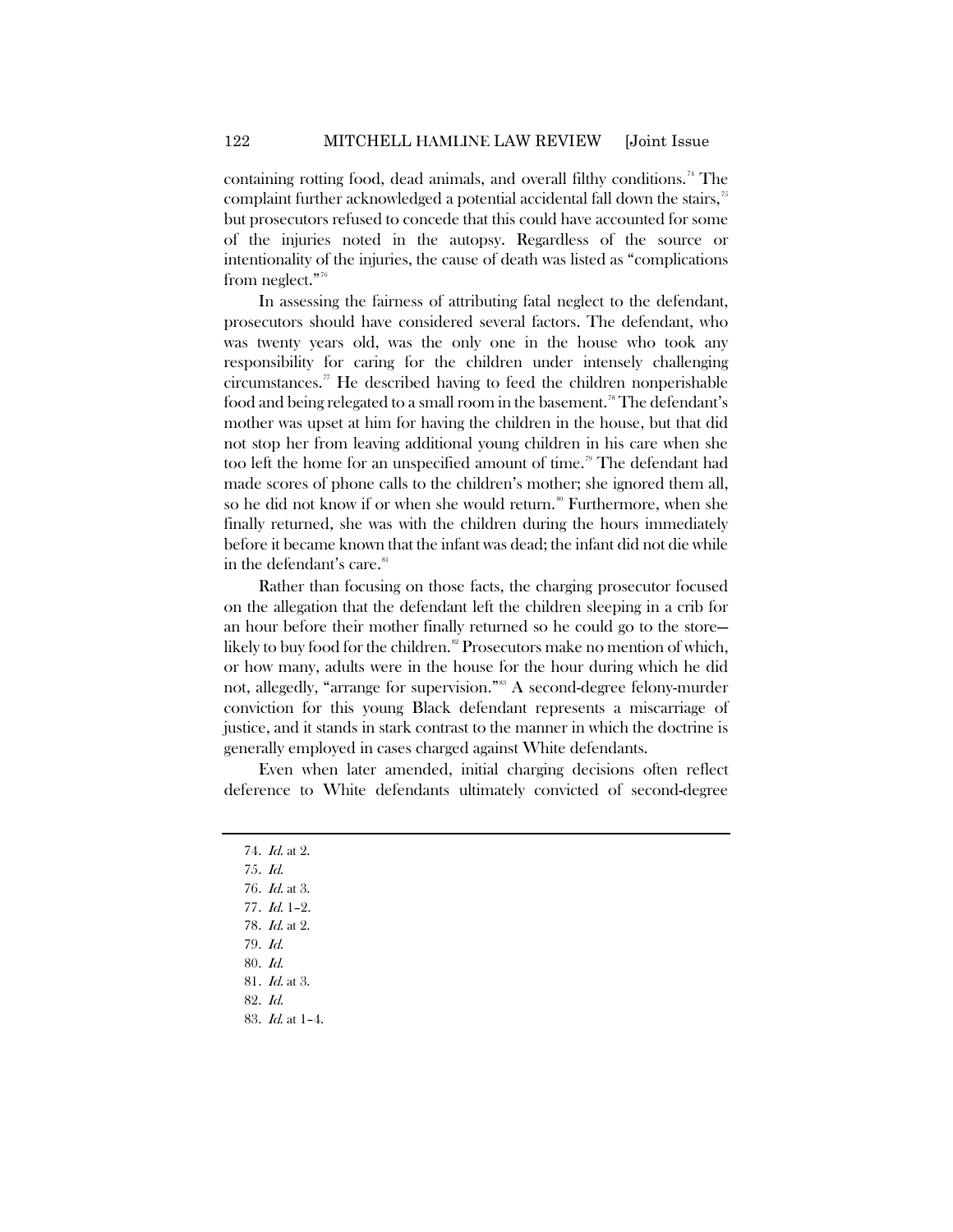containing rotting food, dead animals, and overall filthy conditions.[74] The complaint further acknowledged a potential accidental fall down the stairs,[75] but prosecutors refused to concede that this could have accounted for some of the injuries noted in the autopsy. Regardless of the source or intentionality of the injuries, the cause of death was listed as "complications from neglect."[76]

In assessing the fairness of attributing fatal neglect to the defendant, prosecutors should have considered several factors. The defendant, who was twenty years old, was the only one in the house who took any responsibility for caring for the children under intensely challenging circumstances.[77] He described having to feed the children nonperishable food and being relegated to a small room in the basement.[78] The defendant's mother was upset at him for having the children in the house, but that did not stop her from leaving additional young children in his care when she too left the home for an unspecified amount of time.[79] The defendant had made scores of phone calls to the children's mother; she ignored them all, so he did not know if or when she would return.[80] Furthermore, when she finally returned, she was with the children during the hours immediately before it became known that the infant was dead; the infant did not die while in the defendant's care.[81]

Rather than focusing on those facts, the charging prosecutor focused on the allegation that the defendant left the children sleeping in a crib for an hour before their mother finally returned so he could go to the store—likely to buy food for the children.[82] Prosecutors make no mention of which, or how many, adults were in the house for the hour during which he did not, allegedly, "arrange for supervision."[83] A second-degree felony-murder conviction for this young Black defendant represents a miscarriage of justice, and it stands in stark contrast to the manner in which the doctrine is generally employed in cases charged against White defendants.

Even when later amended, initial charging decisions often reflect deference to White defendants ultimately convicted of second-degree

---

74. *Id.* at 2.
75. *Id.*
76. *Id.* at 3.
77. *Id.* 1–2.
78. *Id.* at 2.
79. *Id.*
80. *Id.*
81. *Id.* at 3.
82. *Id.*
83. *Id.* at 1–4.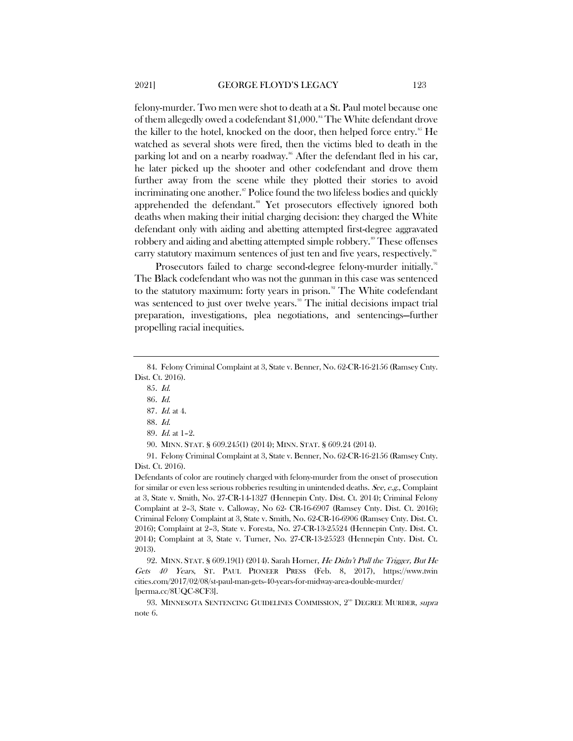felony-murder. Two men were shot to death at a St. Paul motel because one of them allegedly owed a codefendant $1,000.[84] The White defendant drove the killer to the hotel, knocked on the door, then helped force entry.[85] He watched as several shots were fired, then the victims bled to death in the parking lot and on a nearby roadway.[86] After the defendant fled in his car, he later picked up the shooter and other codefendant and drove them further away from the scene while they plotted their stories to avoid incriminating one another.[87] Police found the two lifeless bodies and quickly apprehended the defendant.[88] Yet prosecutors effectively ignored both deaths when making their initial charging decision: they charged the White defendant only with aiding and abetting attempted first-degree aggravated robbery and aiding and abetting attempted simple robbery.[89] These offenses carry statutory maximum sentences of just ten and five years, respectively.[90]

Prosecutors failed to charge second-degree felony-murder initially.[91] The Black codefendant who was not the gunman in this case was sentenced to the statutory maximum: forty years in prison.[92] The White codefendant was sentenced to just over twelve years.[93] The initial decisions impact trial preparation, investigations, plea negotiations, and sentencings—further propelling racial inequities.

---

84. Felony Criminal Complaint at 3, State v. Benner, No. 62-CR-16-2156 (Ramsey Cnty. Dist. Ct. 2016).

85. *Id.*

86. *Id.*

87. *Id.* at 4.

88. *Id.*

89. *Id.* at 1–2.

90. MINN. STAT. § 609.245(1) (2014); MINN. STAT. § 609.24 (2014).

91. Felony Criminal Complaint at 3, State v. Benner, No. 62-CR-16-2156 (Ramsey Cnty. Dist. Ct. 2016).

Defendants of color are routinely charged with felony-murder from the onset of prosecution for similar or even less serious robberies resulting in unintended deaths. *See, e.g.*, Complaint at 3, State v. Smith, No. 27-CR-14-1327 (Hennepin Cnty. Dist. Ct. 2014); Criminal Felony Complaint at 2–3, State v. Calloway, No 62- CR-16-6907 (Ramsey Cnty. Dist. Ct. 2016); Criminal Felony Complaint at 3, State v. Smith, No. 62-CR-16-6906 (Ramsey Cnty. Dist. Ct. 2016); Complaint at 2–3, State v. Foresta, No. 27-CR-13-25524 (Hennepin Cnty. Dist. Ct. 2014); Complaint at 3, State v. Turner, No. 27-CR-13-25523 (Hennepin Cnty. Dist. Ct. 2013).

92. MINN. STAT. § 609.19(1) (2014). Sarah Horner, *He Didn't Pull the Trigger, But He Gets 40 Years*, ST. PAUL PIONEER PRESS (Feb. 8, 2017), https://www.twincities.com/2017/02/08/st-paul-man-gets-40-years-for-midway-area-double-murder/ [perma.cc/8UQC-8CF3].

93. MINNESOTA SENTENCING GUIDELINES COMMISSION, 2ND DEGREE MURDER, *supra* note 6.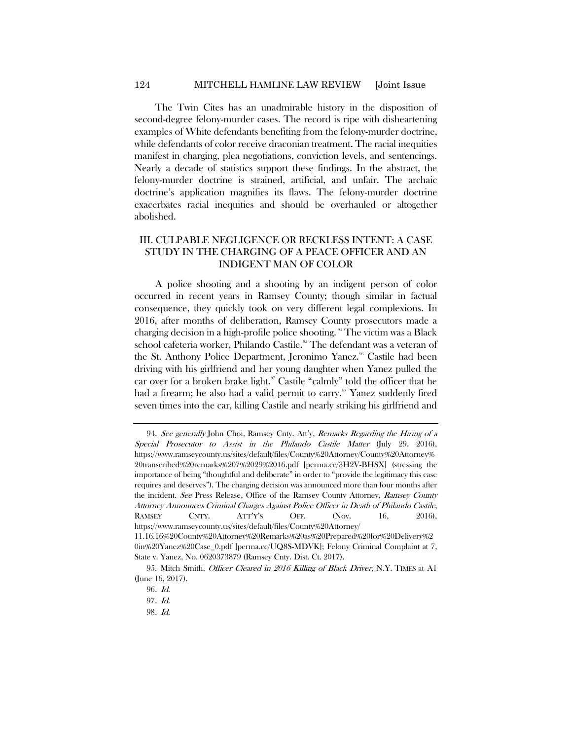The Twin Cites has an unadmirable history in the disposition of second-degree felony-murder cases. The record is ripe with disheartening examples of White defendants benefiting from the felony-murder doctrine, while defendants of color receive draconian treatment. The racial inequities manifest in charging, plea negotiations, conviction levels, and sentencings. Nearly a decade of statistics support these findings. In the abstract, the felony-murder doctrine is strained, artificial, and unfair. The archaic doctrine's application magnifies its flaws. The felony-murder doctrine exacerbates racial inequities and should be overhauled or altogether abolished.

## III. CULPABLE NEGLIGENCE OR RECKLESS INTENT: A CASE STUDY IN THE CHARGING OF A PEACE OFFICER AND AN INDIGENT MAN OF COLOR

A police shooting and a shooting by an indigent person of color occurred in recent years in Ramsey County; though similar in factual consequence, they quickly took on very different legal complexions. In 2016, after months of deliberation, Ramsey County prosecutors made a charging decision in a high-profile police shooting.[94] The victim was a Black school cafeteria worker, Philando Castile.[95] The defendant was a veteran of the St. Anthony Police Department, Jeronimo Yanez.[96] Castile had been driving with his girlfriend and her young daughter when Yanez pulled the car over for a broken brake light.[97] Castile "calmly" told the officer that he had a firearm; he also had a valid permit to carry.[98] Yanez suddenly fired seven times into the car, killing Castile and nearly striking his girlfriend and

---

94. *See generally* John Choi, Ramsey Cnty. Att'y, *Remarks Regarding the Hiring of a Special Prosecutor to Assist in the Philando Castile Matter* (July 29, 2016), https://www.ramseycounty.us/sites/default/files/County%20Attorney/County%20Attorney%20transcribed%20remarks%207%2029%2016.pdf [perma.cc/3H2V-BHSX] (stressing the importance of being "thoughtful and deliberate" in order to "provide the legitimacy this case requires and deserves"). The charging decision was announced more than four months after the incident. *See* Press Release, Office of the Ramsey County Attorney, *Ramsey County Attorney Announces Criminal Charges Against Police Officer in Death of Philando Castile*, RAMSEY CNTY. ATT'Y'S OFF. (Nov. 16, 2016), https://www.ramseycounty.us/sites/default/files/County%20Attorney/11.16.16%20County%20Attorney%20Remarks%20as%20Prepared%20for%20Delivery%20in%20Yanez%20Case_0.pdf [perma.cc/UQ8S-MDVK]; Felony Criminal Complaint at 7, State v. Yanez, No. 0620373879 (Ramsey Cnty. Dist. Ct. 2017).

95. Mitch Smith, *Officer Cleared in 2016 Killing of Black Driver*, N.Y. TIMES at A1 (June 16, 2017).

96. *Id.*

97. *Id.*

98. *Id.*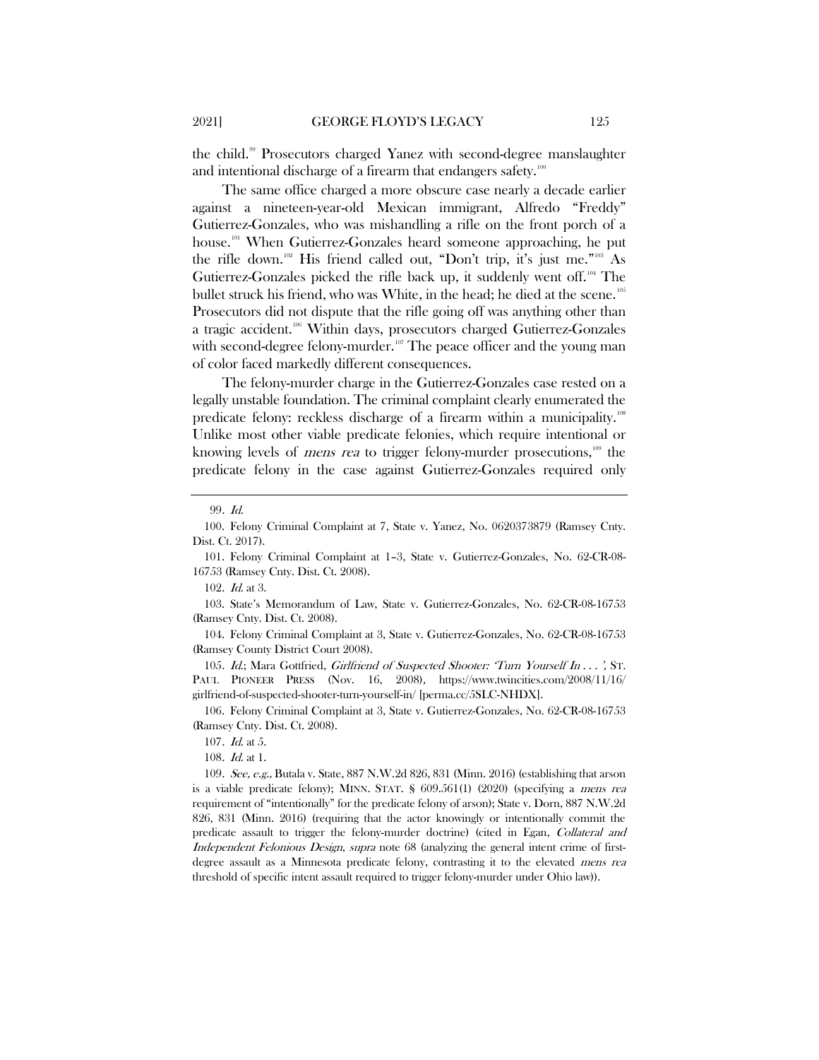the child.[99] Prosecutors charged Yanez with second-degree manslaughter and intentional discharge of a firearm that endangers safety.[100]

The same office charged a more obscure case nearly a decade earlier against a nineteen-year-old Mexican immigrant, Alfredo "Freddy" Gutierrez-Gonzales, who was mishandling a rifle on the front porch of a house.[101] When Gutierrez-Gonzales heard someone approaching, he put the rifle down.[102] His friend called out, "Don't trip, it's just me."[103] As Gutierrez-Gonzales picked the rifle back up, it suddenly went off.[104] The bullet struck his friend, who was White, in the head; he died at the scene.[105] Prosecutors did not dispute that the rifle going off was anything other than a tragic accident.[106] Within days, prosecutors charged Gutierrez-Gonzales with second-degree felony-murder.[107] The peace officer and the young man of color faced markedly different consequences.

The felony-murder charge in the Gutierrez-Gonzales case rested on a legally unstable foundation. The criminal complaint clearly enumerated the predicate felony: reckless discharge of a firearm within a municipality.[108] Unlike most other viable predicate felonies, which require intentional or knowing levels of *mens rea* to trigger felony-murder prosecutions,[109] the predicate felony in the case against Gutierrez-Gonzales required only

---

99. *Id.*

100. Felony Criminal Complaint at 7, State v. Yanez, No. 0620373879 (Ramsey Cnty. Dist. Ct. 2017).

101. Felony Criminal Complaint at 1–3, State v. Gutierrez-Gonzales, No. 62-CR-08-16753 (Ramsey Cnty. Dist. Ct. 2008).

102. *Id.* at 3.

103. State's Memorandum of Law, State v. Gutierrez-Gonzales, No. 62-CR-08-16753 (Ramsey Cnty. Dist. Ct. 2008).

104. Felony Criminal Complaint at 3, State v. Gutierrez-Gonzales, No. 62-CR-08-16753 (Ramsey County District Court 2008).

105. *Id.*; Mara Gottfried, *Girlfriend of Suspected Shooter: 'Turn Yourself In . . . '*, ST. PAUL PIONEER PRESS (Nov. 16, 2008), https://www.twincities.com/2008/11/16/girlfriend-of-suspected-shooter-turn-yourself-in/ [perma.cc/5SLC-NHDX].

106. Felony Criminal Complaint at 3, State v. Gutierrez-Gonzales, No. 62-CR-08-16753 (Ramsey Cnty. Dist. Ct. 2008).

107. *Id.* at 5.

108. *Id.* at 1.

109. *See, e.g.*, Butala v. State, 887 N.W.2d 826, 831 (Minn. 2016) (establishing that arson is a viable predicate felony); MINN. STAT. § 609.561(1) (2020) (specifying a *mens rea* requirement of "intentionally" for the predicate felony of arson); State v. Dorn, 887 N.W.2d 826, 831 (Minn. 2016) (requiring that the actor knowingly or intentionally commit the predicate assault to trigger the felony-murder doctrine) (cited in Egan, *Collateral and Independent Felonious Design*, *supra* note 68 (analyzing the general intent crime of first-degree assault as a Minnesota predicate felony, contrasting it to the elevated *mens rea* threshold of specific intent assault required to trigger felony-murder under Ohio law)).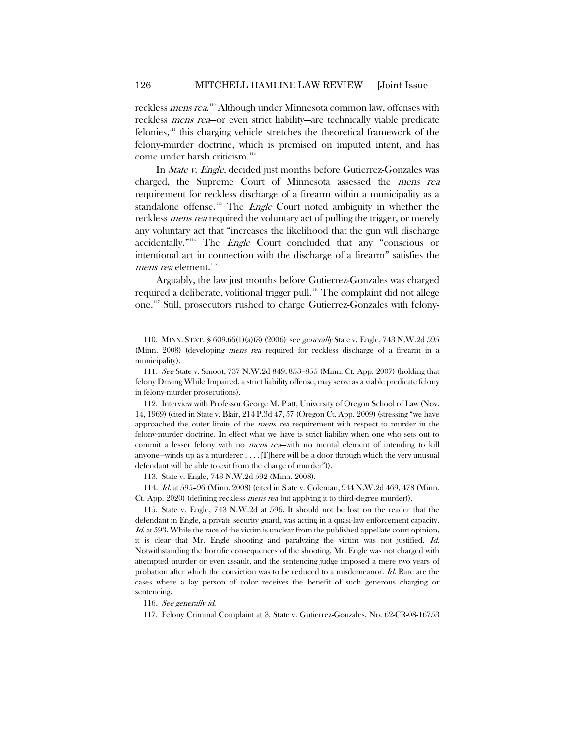reckless *mens rea*.[110] Although under Minnesota common law, offenses with reckless *mens rea*—or even strict liability—are technically viable predicate felonies,[111] this charging vehicle stretches the theoretical framework of the felony-murder doctrine, which is premised on imputed intent, and has come under harsh criticism.[112]

In *State v. Engle*, decided just months before Gutierrez-Gonzales was charged, the Supreme Court of Minnesota assessed the *mens rea* requirement for reckless discharge of a firearm within a municipality as a standalone offense.[113] The *Engle* Court noted ambiguity in whether the reckless *mens rea* required the voluntary act of pulling the trigger, or merely any voluntary act that "increases the likelihood that the gun will discharge accidentally."[114] The *Engle* Court concluded that any "conscious or intentional act in connection with the discharge of a firearm" satisfies the *mens rea* element.[115]

Arguably, the law just months before Gutierrez-Gonzales was charged required a deliberate, volitional trigger pull.[116] The complaint did not allege one.[117] Still, prosecutors rushed to charge Gutierrez-Gonzales with felony-

---

110. MINN. STAT. § 609.66(1)(a)(3) (2006); see *generally* State v. Engle, 743 N.W.2d 595 (Minn. 2008) (developing *mens rea* required for reckless discharge of a firearm in a municipality).

111. *See* State v. Smoot, 737 N.W.2d 849, 853–855 (Minn. Ct. App. 2007) (holding that felony Driving While Impaired, a strict liability offense, may serve as a viable predicate felony in felony-murder prosecutions).

112. Interview with Professor George M. Platt, University of Oregon School of Law (Nov. 14, 1969) (cited in State v. Blair, 214 P.3d 47, 57 (Oregon Ct. App. 2009) (stressing "we have approached the outer limits of the *mens rea* requirement with respect to murder in the felony-murder doctrine. In effect what we have is strict liability when one who sets out to commit a lesser felony with no *mens rea*—with no mental element of intending to kill anyone—winds up as a murderer . . . .[T]here will be a door through which the very unusual defendant will be able to exit from the charge of murder")).

113. State v. Engle, 743 N.W.2d 592 (Minn. 2008).

114. *Id.* at 595–96 (Minn. 2008) (cited in State v. Coleman, 944 N.W.2d 469, 478 (Minn. Ct. App. 2020) (defining reckless *mens rea* but applying it to third-degree murder)).

115. State v. Engle, 743 N.W.2d at 596. It should not be lost on the reader that the defendant in Engle, a private security guard, was acting in a quasi-law enforcement capacity. *Id.* at 593. While the race of the victim is unclear from the published appellate court opinion, it is clear that Mr. Engle shooting and paralyzing the victim was not justified. *Id.* Notwithstanding the horrific consequences of the shooting, Mr. Engle was not charged with attempted murder or even assault, and the sentencing judge imposed a mere two years of probation after which the conviction was to be reduced to a misdemeanor. *Id.* Rare are the cases where a lay person of color receives the benefit of such generous charging or sentencing.

116. *See generally id.*

117. Felony Criminal Complaint at 3, State v. Gutierrez-Gonzales, No. 62-CR-08-16753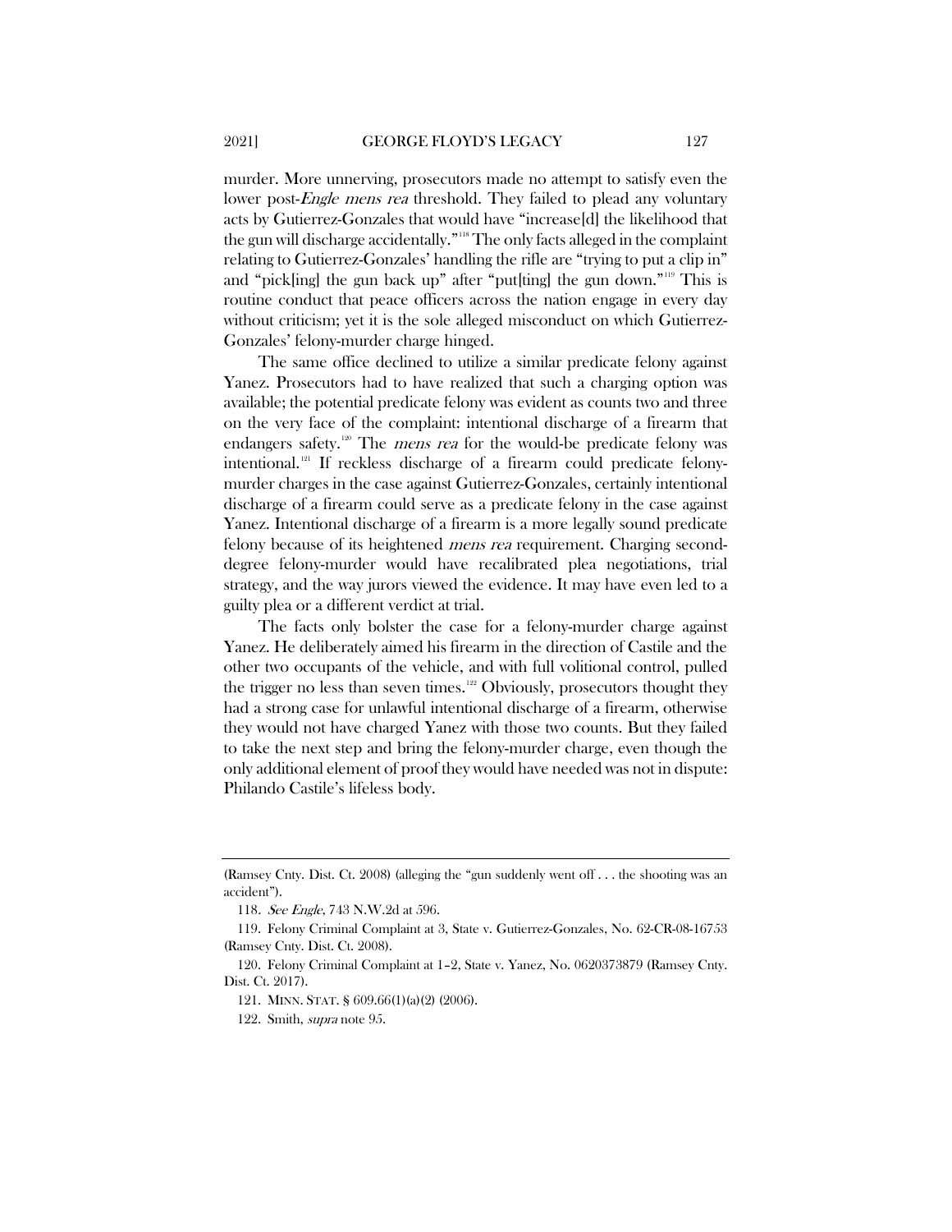murder. More unnerving, prosecutors made no attempt to satisfy even the lower post-*Engle mens rea* threshold. They failed to plead any voluntary acts by Gutierrez-Gonzales that would have "increase[d] the likelihood that the gun will discharge accidentally."[118] The only facts alleged in the complaint relating to Gutierrez-Gonzales' handling the rifle are "trying to put a clip in" and "pick[ing] the gun back up" after "put[ting] the gun down."[119] This is routine conduct that peace officers across the nation engage in every day without criticism; yet it is the sole alleged misconduct on which Gutierrez-Gonzales' felony-murder charge hinged.

The same office declined to utilize a similar predicate felony against Yanez. Prosecutors had to have realized that such a charging option was available; the potential predicate felony was evident as counts two and three on the very face of the complaint: intentional discharge of a firearm that endangers safety.[120] The *mens rea* for the would-be predicate felony was intentional.[121] If reckless discharge of a firearm could predicate felony-murder charges in the case against Gutierrez-Gonzales, certainly intentional discharge of a firearm could serve as a predicate felony in the case against Yanez. Intentional discharge of a firearm is a more legally sound predicate felony because of its heightened *mens rea* requirement. Charging second-degree felony-murder would have recalibrated plea negotiations, trial strategy, and the way jurors viewed the evidence. It may have even led to a guilty plea or a different verdict at trial.

The facts only bolster the case for a felony-murder charge against Yanez. He deliberately aimed his firearm in the direction of Castile and the other two occupants of the vehicle, and with full volitional control, pulled the trigger no less than seven times.[122] Obviously, prosecutors thought they had a strong case for unlawful intentional discharge of a firearm, otherwise they would not have charged Yanez with those two counts. But they failed to take the next step and bring the felony-murder charge, even though the only additional element of proof they would have needed was not in dispute: Philando Castile's lifeless body.

---

(Ramsey Cnty. Dist. Ct. 2008) (alleging the "gun suddenly went off . . . the shooting was an accident").

118. *See Engle*, 743 N.W.2d at 596.

119. Felony Criminal Complaint at 3, State v. Gutierrez-Gonzales, No. 62-CR-08-16753 (Ramsey Cnty. Dist. Ct. 2008).

120. Felony Criminal Complaint at 1–2, State v. Yanez, No. 0620373879 (Ramsey Cnty. Dist. Ct. 2017).

121. MINN. STAT. § 609.66(1)(a)(2) (2006).

122. Smith, *supra* note 95.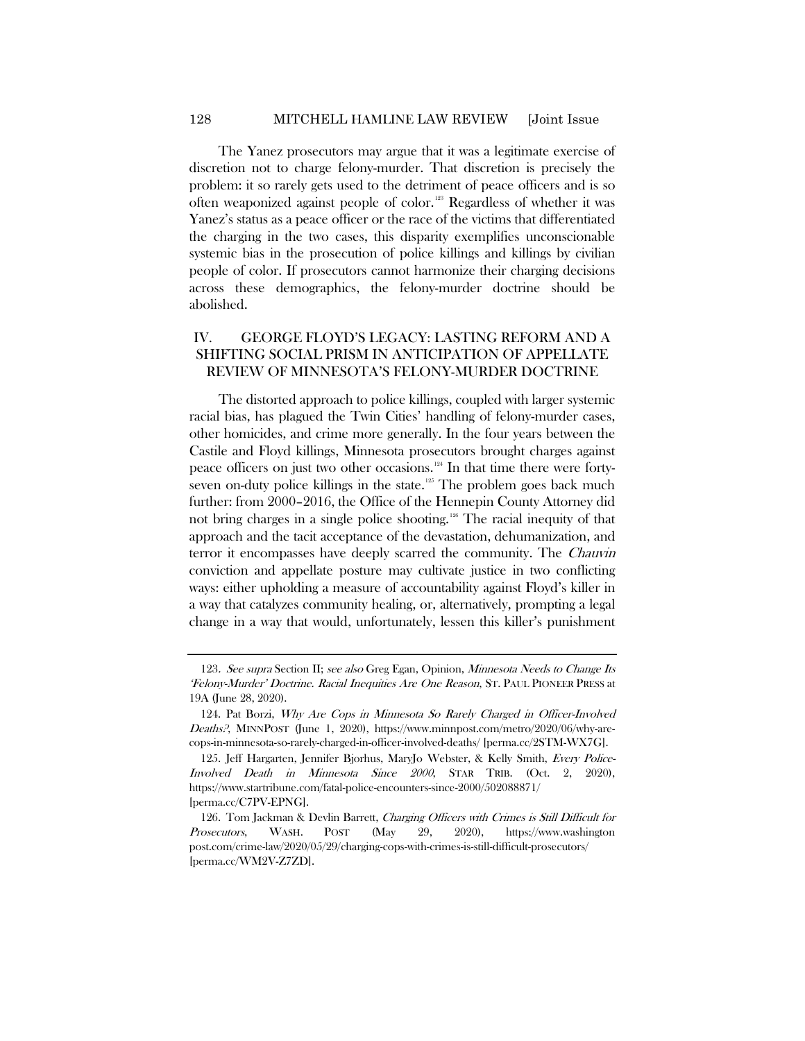The Yanez prosecutors may argue that it was a legitimate exercise of discretion not to charge felony-murder. That discretion is precisely the problem: it so rarely gets used to the detriment of peace officers and is so often weaponized against people of color.[123] Regardless of whether it was Yanez's status as a peace officer or the race of the victims that differentiated the charging in the two cases, this disparity exemplifies unconscionable systemic bias in the prosecution of police killings and killings by civilian people of color. If prosecutors cannot harmonize their charging decisions across these demographics, the felony-murder doctrine should be abolished.

## IV. GEORGE FLOYD'S LEGACY: LASTING REFORM AND A SHIFTING SOCIAL PRISM IN ANTICIPATION OF APPELLATE REVIEW OF MINNESOTA'S FELONY-MURDER DOCTRINE

The distorted approach to police killings, coupled with larger systemic racial bias, has plagued the Twin Cities' handling of felony-murder cases, other homicides, and crime more generally. In the four years between the Castile and Floyd killings, Minnesota prosecutors brought charges against peace officers on just two other occasions.[124] In that time there were forty-seven on-duty police killings in the state.[125] The problem goes back much further: from 2000–2016, the Office of the Hennepin County Attorney did not bring charges in a single police shooting.[126] The racial inequity of that approach and the tacit acceptance of the devastation, dehumanization, and terror it encompasses have deeply scarred the community. The *Chauvin* conviction and appellate posture may cultivate justice in two conflicting ways: either upholding a measure of accountability against Floyd's killer in a way that catalyzes community healing, or, alternatively, prompting a legal change in a way that would, unfortunately, lessen this killer's punishment

---

123. *See supra* Section II; *see also* Greg Egan, Opinion, *Minnesota Needs to Change Its 'Felony-Murder' Doctrine. Racial Inequities Are One Reason*, ST. PAUL PIONEER PRESS at 19A (June 28, 2020).

124. Pat Borzi, *Why Are Cops in Minnesota So Rarely Charged in Officer-Involved Deaths?*, MINNPOST (June 1, 2020), https://www.minnpost.com/metro/2020/06/why-are-cops-in-minnesota-so-rarely-charged-in-officer-involved-deaths/ [perma.cc/2STM-WX7G].

125. Jeff Hargarten, Jennifer Bjorhus, MaryJo Webster, & Kelly Smith, *Every Police-Involved Death in Minnesota Since 2000*, STAR TRIB. (Oct. 2, 2020), https://www.startribune.com/fatal-police-encounters-since-2000/502088871/ [perma.cc/C7PV-EPNG].

126. Tom Jackman & Devlin Barrett, *Charging Officers with Crimes is Still Difficult for Prosecutors*, WASH. POST (May 29, 2020), https://www.washingtonpost.com/crime-law/2020/05/29/charging-cops-with-crimes-is-still-difficult-prosecutors/ [perma.cc/WM2V-Z7ZD].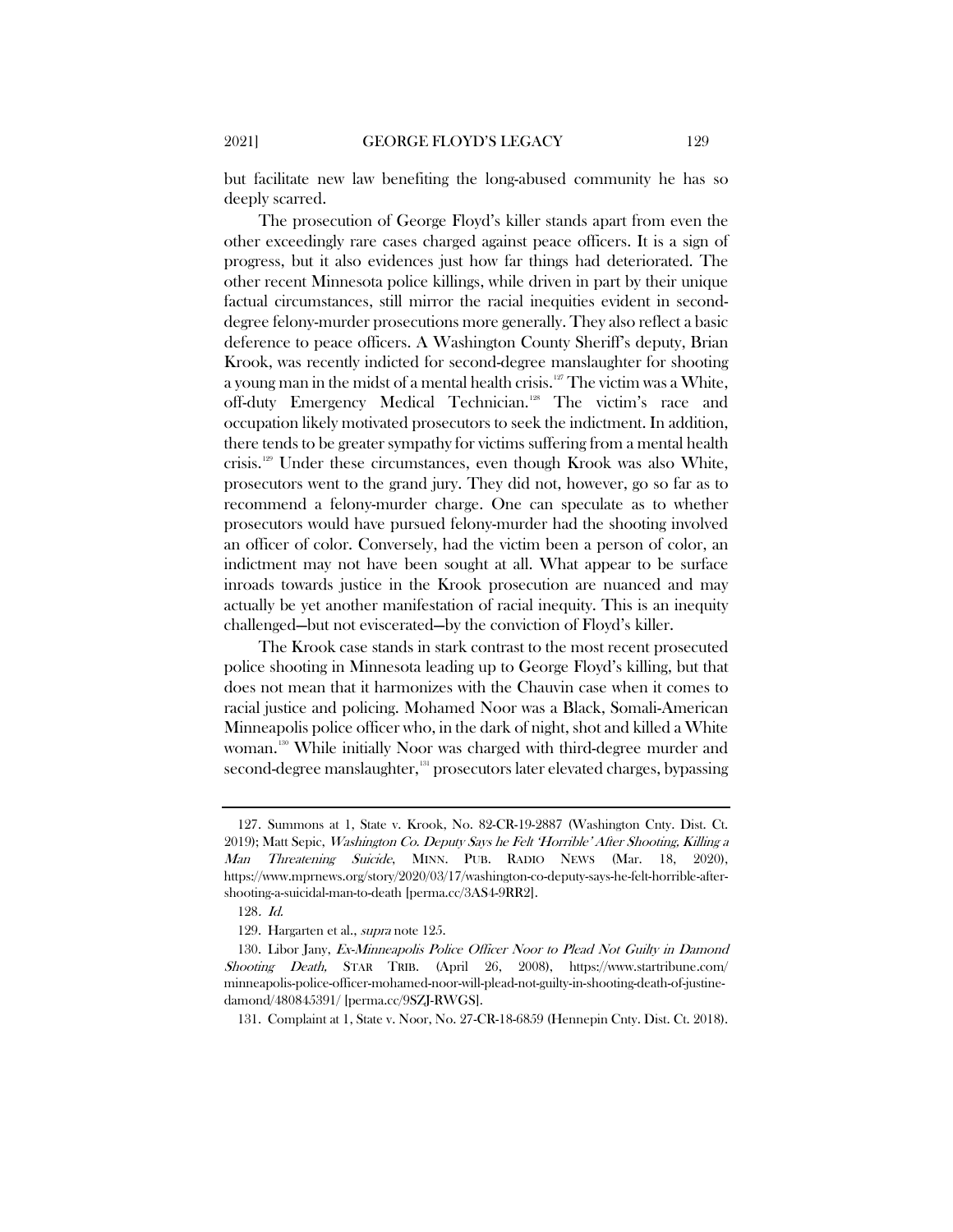but facilitate new law benefiting the long-abused community he has so deeply scarred.

The prosecution of George Floyd's killer stands apart from even the other exceedingly rare cases charged against peace officers. It is a sign of progress, but it also evidences just how far things had deteriorated. The other recent Minnesota police killings, while driven in part by their unique factual circumstances, still mirror the racial inequities evident in second-degree felony-murder prosecutions more generally. They also reflect a basic deference to peace officers. A Washington County Sheriff's deputy, Brian Krook, was recently indicted for second-degree manslaughter for shooting a young man in the midst of a mental health crisis.[127] The victim was a White, off-duty Emergency Medical Technician.[128] The victim's race and occupation likely motivated prosecutors to seek the indictment. In addition, there tends to be greater sympathy for victims suffering from a mental health crisis.[129] Under these circumstances, even though Krook was also White, prosecutors went to the grand jury. They did not, however, go so far as to recommend a felony-murder charge. One can speculate as to whether prosecutors would have pursued felony-murder had the shooting involved an officer of color. Conversely, had the victim been a person of color, an indictment may not have been sought at all. What appear to be surface inroads towards justice in the Krook prosecution are nuanced and may actually be yet another manifestation of racial inequity. This is an inequity challenged—but not eviscerated—by the conviction of Floyd's killer.

The Krook case stands in stark contrast to the most recent prosecuted police shooting in Minnesota leading up to George Floyd's killing, but that does not mean that it harmonizes with the Chauvin case when it comes to racial justice and policing. Mohamed Noor was a Black, Somali-American Minneapolis police officer who, in the dark of night, shot and killed a White woman.[130] While initially Noor was charged with third-degree murder and second-degree manslaughter,[131] prosecutors later elevated charges, bypassing

---

127. Summons at 1, State v. Krook, No. 82-CR-19-2887 (Washington Cnty. Dist. Ct. 2019); Matt Sepic, *Washington Co. Deputy Says he Felt 'Horrible' After Shooting, Killing a Man Threatening Suicide*, MINN. PUB. RADIO NEWS (Mar. 18, 2020), https://www.mprnews.org/story/2020/03/17/washington-co-deputy-says-he-felt-horrible-after-shooting-a-suicidal-man-to-death [perma.cc/3AS4-9RR2].

128. *Id.*

129. Hargarten et al., *supra* note 125.

130. Libor Jany, *Ex-Minneapolis Police Officer Noor to Plead Not Guilty in Damond Shooting Death,* STAR TRIB. (April 26, 2008), https://www.startribune.com/minneapolis-police-officer-mohamed-noor-will-plead-not-guilty-in-shooting-death-of-justine-damond/480845391/ [perma.cc/9SZJ-RWGS].

131. Complaint at 1, State v. Noor, No. 27-CR-18-6859 (Hennepin Cnty. Dist. Ct. 2018).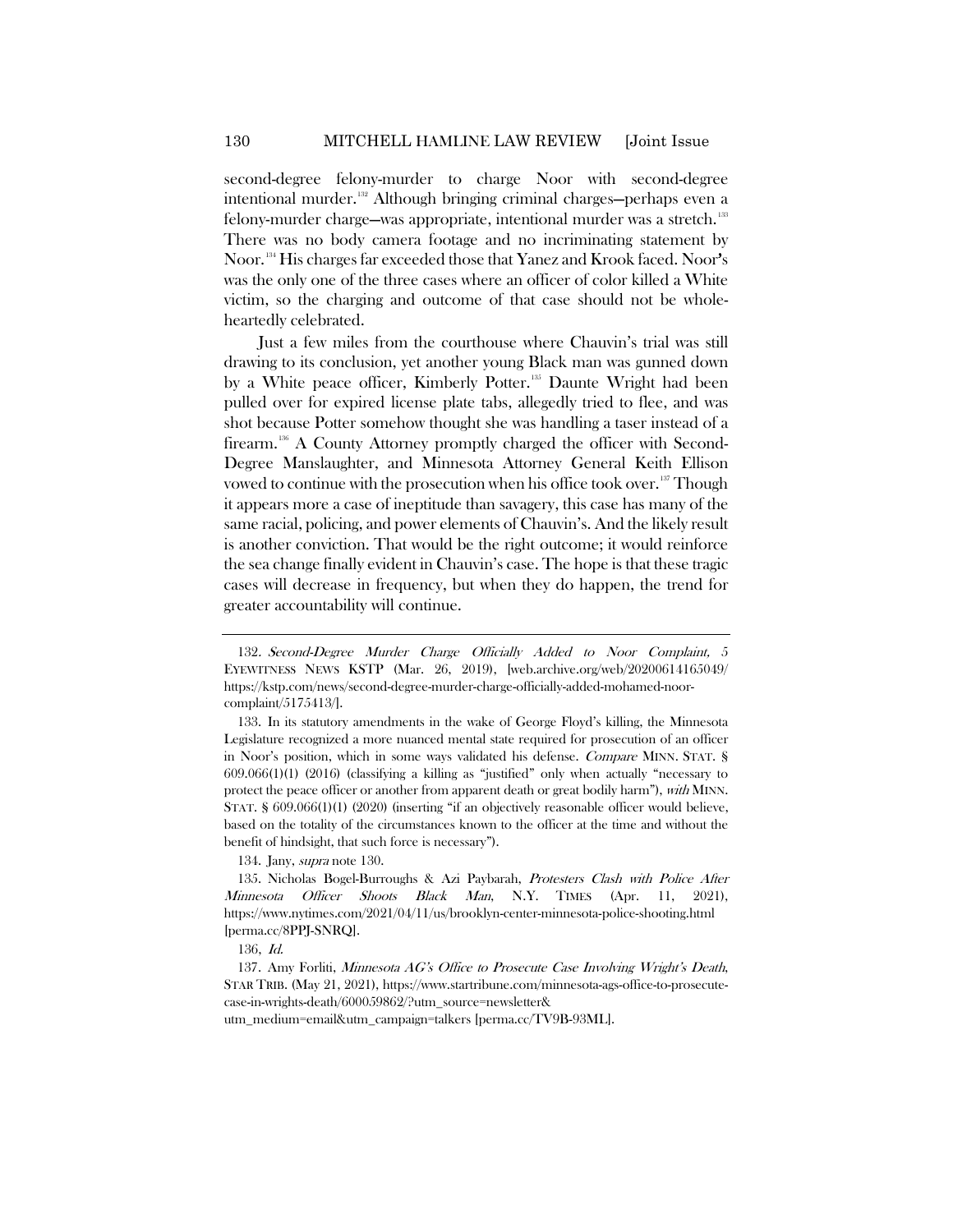second-degree felony-murder to charge Noor with second-degree intentional murder.[132] Although bringing criminal charges—perhaps even a felony-murder charge—was appropriate, intentional murder was a stretch.[133] There was no body camera footage and no incriminating statement by Noor.[134] His charges far exceeded those that Yanez and Krook faced. Noor's was the only one of the three cases where an officer of color killed a White victim, so the charging and outcome of that case should not be wholeheartedly celebrated.

Just a few miles from the courthouse where Chauvin's trial was still drawing to its conclusion, yet another young Black man was gunned down by a White peace officer, Kimberly Potter.[135] Daunte Wright had been pulled over for expired license plate tabs, allegedly tried to flee, and was shot because Potter somehow thought she was handling a taser instead of a firearm.[136] A County Attorney promptly charged the officer with Second-Degree Manslaughter, and Minnesota Attorney General Keith Ellison vowed to continue with the prosecution when his office took over.[137] Though it appears more a case of ineptitude than savagery, this case has many of the same racial, policing, and power elements of Chauvin's. And the likely result is another conviction. That would be the right outcome; it would reinforce the sea change finally evident in Chauvin's case. The hope is that these tragic cases will decrease in frequency, but when they do happen, the trend for greater accountability will continue.

---

132. *Second-Degree Murder Charge Officially Added to Noor Complaint*, 5 EYEWITNESS NEWS KSTP (Mar. 26, 2019), [web.archive.org/web/20200614165049/https://kstp.com/news/second-degree-murder-charge-officially-added-mohamed-noor-complaint/5175413/].

133. In its statutory amendments in the wake of George Floyd's killing, the Minnesota Legislature recognized a more nuanced mental state required for prosecution of an officer in Noor's position, which in some ways validated his defense. *Compare* MINN. STAT. § 609.066(1)(1) (2016) (classifying a killing as "justified" only when actually "necessary to protect the peace officer or another from apparent death or great bodily harm"), *with* MINN. STAT. § 609.066(1)(1) (2020) (inserting "if an objectively reasonable officer would believe, based on the totality of the circumstances known to the officer at the time and without the benefit of hindsight, that such force is necessary").

134. Jany, *supra* note 130.

135. Nicholas Bogel-Burroughs & Azi Paybarah, *Protesters Clash with Police After Minnesota Officer Shoots Black Man*, N.Y. TIMES (Apr. 11, 2021), https://www.nytimes.com/2021/04/11/us/brooklyn-center-minnesota-police-shooting.html [perma.cc/8PPJ-SNRQ].

136. *Id.*

137. Amy Forliti, *Minnesota AG's Office to Prosecute Case Involving Wright's Death*, STAR TRIB. (May 21, 2021), https://www.startribune.com/minnesota-ags-office-to-prosecute-case-in-wrights-death/600059862/?utm_source=newsletter&utm_medium=email&utm_campaign=talkers [perma.cc/TV9B-93ML].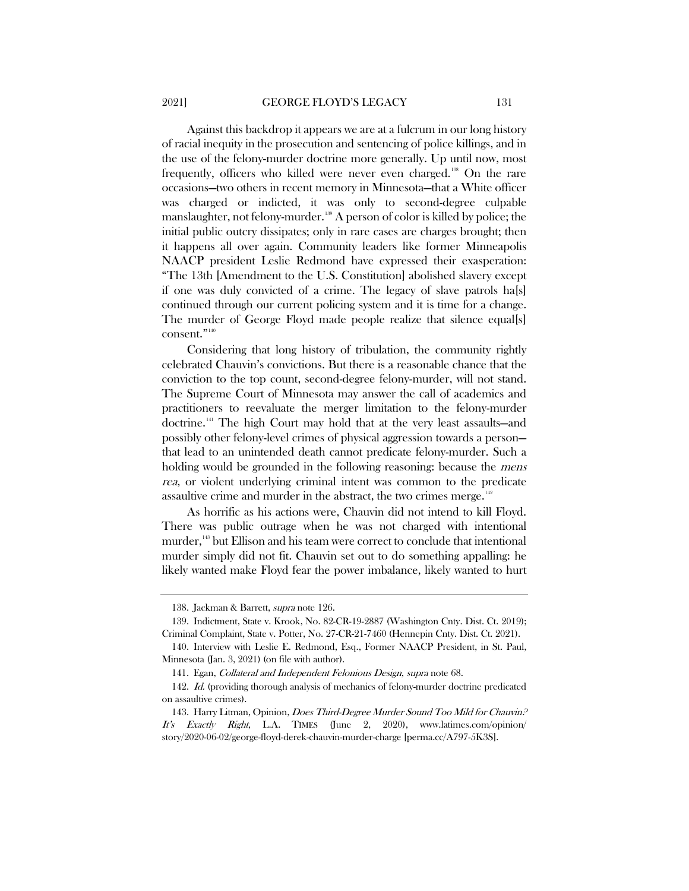Against this backdrop it appears we are at a fulcrum in our long history of racial inequity in the prosecution and sentencing of police killings, and in the use of the felony-murder doctrine more generally. Up until now, most frequently, officers who killed were never even charged.[138] On the rare occasions—two others in recent memory in Minnesota—that a White officer was charged or indicted, it was only to second-degree culpable manslaughter, not felony-murder.[139] A person of color is killed by police; the initial public outcry dissipates; only in rare cases are charges brought; then it happens all over again. Community leaders like former Minneapolis NAACP president Leslie Redmond have expressed their exasperation: "The 13th [Amendment to the U.S. Constitution] abolished slavery except if one was duly convicted of a crime. The legacy of slave patrols ha[s] continued through our current policing system and it is time for a change. The murder of George Floyd made people realize that silence equal[s] consent."[140]

Considering that long history of tribulation, the community rightly celebrated Chauvin's convictions. But there is a reasonable chance that the conviction to the top count, second-degree felony-murder, will not stand. The Supreme Court of Minnesota may answer the call of academics and practitioners to reevaluate the merger limitation to the felony-murder doctrine.[141] The high Court may hold that at the very least assaults—and possibly other felony-level crimes of physical aggression towards a person—that lead to an unintended death cannot predicate felony-murder. Such a holding would be grounded in the following reasoning: because the *mens rea*, or violent underlying criminal intent was common to the predicate assaultive crime and murder in the abstract, the two crimes merge.[142]

As horrific as his actions were, Chauvin did not intend to kill Floyd. There was public outrage when he was not charged with intentional murder,[143] but Ellison and his team were correct to conclude that intentional murder simply did not fit. Chauvin set out to do something appalling: he likely wanted make Floyd fear the power imbalance, likely wanted to hurt

---

138. Jackman & Barrett, *supra* note 126.

139. Indictment, State v. Krook, No. 82-CR-19-2887 (Washington Cnty. Dist. Ct. 2019); Criminal Complaint, State v. Potter, No. 27-CR-21-7460 (Hennepin Cnty. Dist. Ct. 2021).

140. Interview with Leslie E. Redmond, Esq., Former NAACP President, in St. Paul, Minnesota (Jan. 3, 2021) (on file with author).

141. Egan, *Collateral and Independent Felonious Design*, *supra* note 68.

142. *Id.* (providing thorough analysis of mechanics of felony-murder doctrine predicated on assaultive crimes).

143. Harry Litman, Opinion, *Does Third-Degree Murder Sound Too Mild for Chauvin? It's Exactly Right*, L.A. TIMES (June 2, 2020), www.latimes.com/opinion/story/2020-06-02/george-floyd-derek-chauvin-murder-charge [perma.cc/A797-5K3S].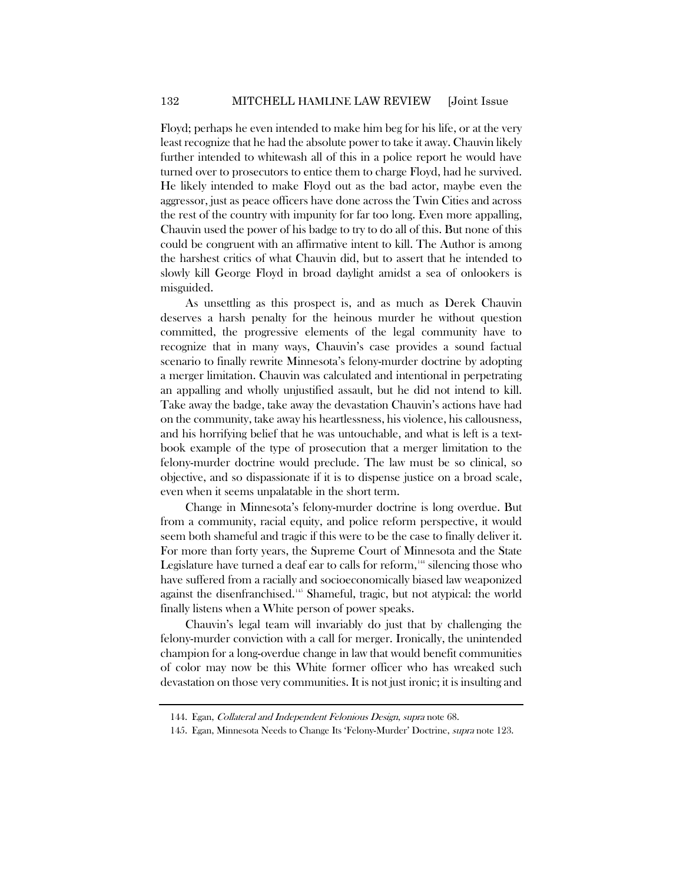Floyd; perhaps he even intended to make him beg for his life, or at the very least recognize that he had the absolute power to take it away. Chauvin likely further intended to whitewash all of this in a police report he would have turned over to prosecutors to entice them to charge Floyd, had he survived. He likely intended to make Floyd out as the bad actor, maybe even the aggressor, just as peace officers have done across the Twin Cities and across the rest of the country with impunity for far too long. Even more appalling, Chauvin used the power of his badge to try to do all of this. But none of this could be congruent with an affirmative intent to kill. The Author is among the harshest critics of what Chauvin did, but to assert that he intended to slowly kill George Floyd in broad daylight amidst a sea of onlookers is misguided.

As unsettling as this prospect is, and as much as Derek Chauvin deserves a harsh penalty for the heinous murder he without question committed, the progressive elements of the legal community have to recognize that in many ways, Chauvin's case provides a sound factual scenario to finally rewrite Minnesota's felony-murder doctrine by adopting a merger limitation. Chauvin was calculated and intentional in perpetrating an appalling and wholly unjustified assault, but he did not intend to kill. Take away the badge, take away the devastation Chauvin's actions have had on the community, take away his heartlessness, his violence, his callousness, and his horrifying belief that he was untouchable, and what is left is a text-book example of the type of prosecution that a merger limitation to the felony-murder doctrine would preclude. The law must be so clinical, so objective, and so dispassionate if it is to dispense justice on a broad scale, even when it seems unpalatable in the short term.

Change in Minnesota's felony-murder doctrine is long overdue. But from a community, racial equity, and police reform perspective, it would seem both shameful and tragic if this were to be the case to finally deliver it. For more than forty years, the Supreme Court of Minnesota and the State Legislature have turned a deaf ear to calls for reform,[144] silencing those who have suffered from a racially and socioeconomically biased law weaponized against the disenfranchised.[145] Shameful, tragic, but not atypical: the world finally listens when a White person of power speaks.

Chauvin's legal team will invariably do just that by challenging the felony-murder conviction with a call for merger. Ironically, the unintended champion for a long-overdue change in law that would benefit communities of color may now be this White former officer who has wreaked such devastation on those very communities. It is not just ironic; it is insulting and

---

144. Egan, *Collateral and Independent Felonious Design*, *supra* note 68.

145. Egan, Minnesota Needs to Change Its 'Felony-Murder' Doctrine, *supra* note 123.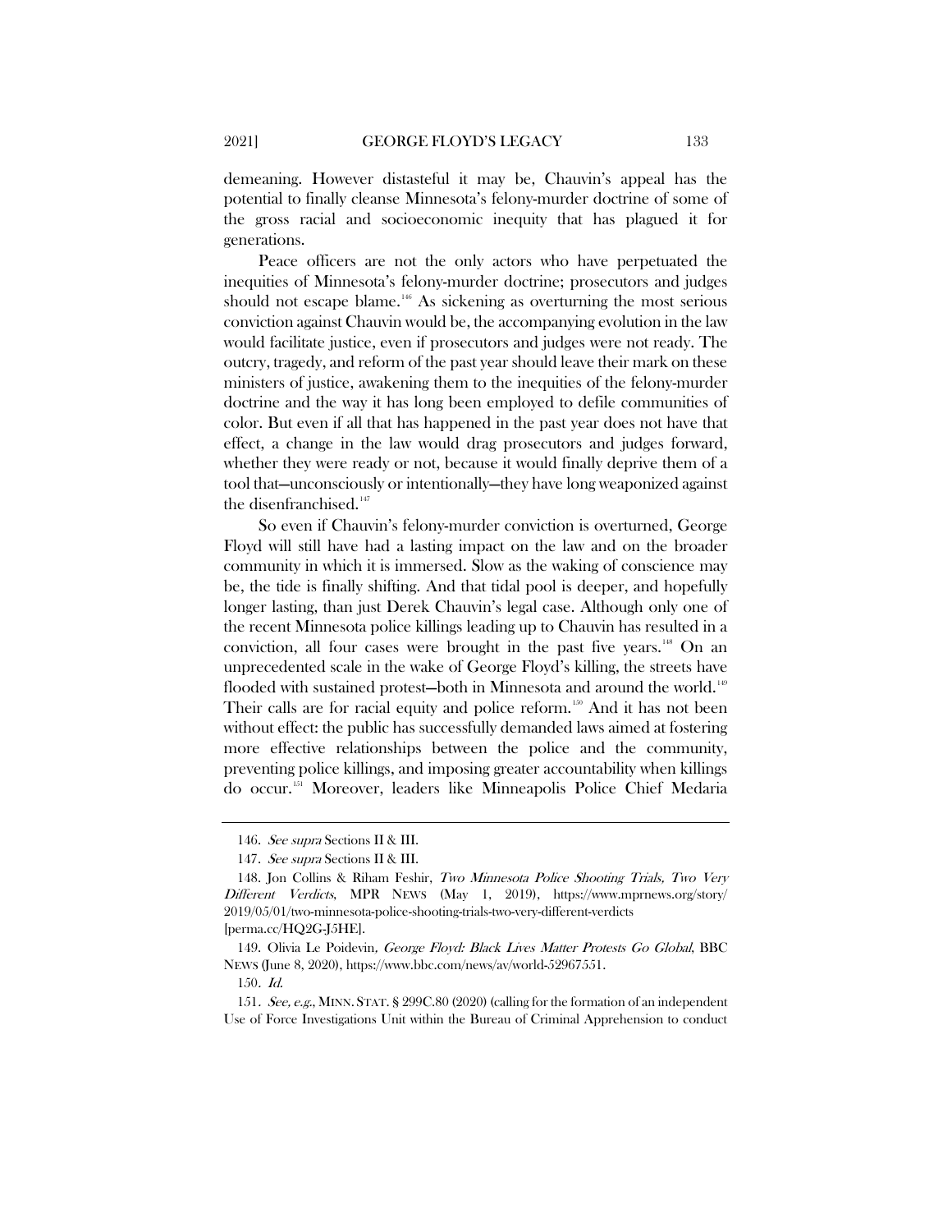demeaning. However distasteful it may be, Chauvin's appeal has the potential to finally cleanse Minnesota's felony-murder doctrine of some of the gross racial and socioeconomic inequity that has plagued it for generations.

Peace officers are not the only actors who have perpetuated the inequities of Minnesota's felony-murder doctrine; prosecutors and judges should not escape blame.[146] As sickening as overturning the most serious conviction against Chauvin would be, the accompanying evolution in the law would facilitate justice, even if prosecutors and judges were not ready. The outcry, tragedy, and reform of the past year should leave their mark on these ministers of justice, awakening them to the inequities of the felony-murder doctrine and the way it has long been employed to defile communities of color. But even if all that has happened in the past year does not have that effect, a change in the law would drag prosecutors and judges forward, whether they were ready or not, because it would finally deprive them of a tool that—unconsciously or intentionally—they have long weaponized against the disenfranchised.[147]

So even if Chauvin's felony-murder conviction is overturned, George Floyd will still have had a lasting impact on the law and on the broader community in which it is immersed. Slow as the waking of conscience may be, the tide is finally shifting. And that tidal pool is deeper, and hopefully longer lasting, than just Derek Chauvin's legal case. Although only one of the recent Minnesota police killings leading up to Chauvin has resulted in a conviction, all four cases were brought in the past five years.[148] On an unprecedented scale in the wake of George Floyd's killing, the streets have flooded with sustained protest—both in Minnesota and around the world.[149] Their calls are for racial equity and police reform.[150] And it has not been without effect: the public has successfully demanded laws aimed at fostering more effective relationships between the police and the community, preventing police killings, and imposing greater accountability when killings do occur.[151] Moreover, leaders like Minneapolis Police Chief Medaria

---

146. *See supra* Sections II & III.

147. *See supra* Sections II & III.

148. Jon Collins & Riham Feshir, *Two Minnesota Police Shooting Trials, Two Very Different Verdicts*, MPR NEWS (May 1, 2019), https://www.mprnews.org/story/2019/05/01/two-minnesota-police-shooting-trials-two-very-different-verdicts [perma.cc/HQ2G-J5HE].

149. Olivia Le Poidevin, *George Floyd: Black Lives Matter Protests Go Global*, BBC NEWS (June 8, 2020), https://www.bbc.com/news/av/world-52967551.

150. *Id.*

151. *See, e.g.*, MINN. STAT. § 299C.80 (2020) (calling for the formation of an independent Use of Force Investigations Unit within the Bureau of Criminal Apprehension to conduct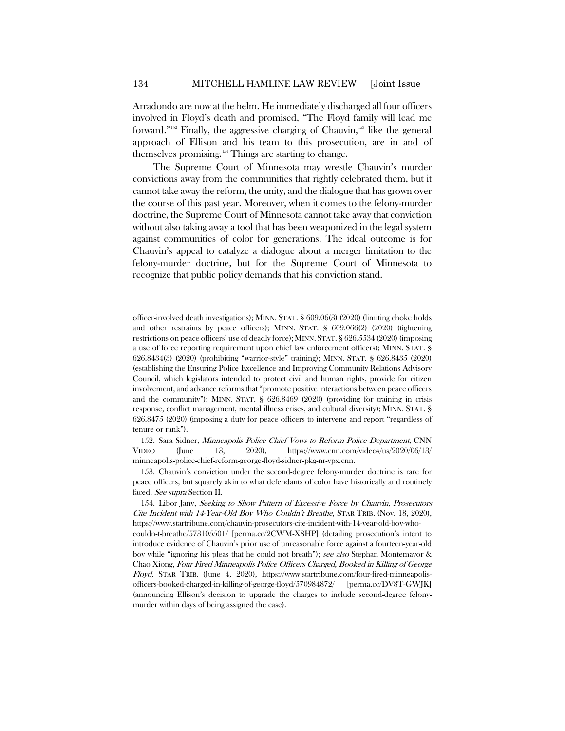Arradondo are now at the helm. He immediately discharged all four officers involved in Floyd's death and promised, "The Floyd family will lead me forward."[152] Finally, the aggressive charging of Chauvin,[153] like the general approach of Ellison and his team to this prosecution, are in and of themselves promising.[154] Things are starting to change.

The Supreme Court of Minnesota may wrestle Chauvin's murder convictions away from the communities that rightly celebrated them, but it cannot take away the reform, the unity, and the dialogue that has grown over the course of this past year. Moreover, when it comes to the felony-murder doctrine, the Supreme Court of Minnesota cannot take away that conviction without also taking away a tool that has been weaponized in the legal system against communities of color for generations. The ideal outcome is for Chauvin's appeal to catalyze a dialogue about a merger limitation to the felony-murder doctrine, but for the Supreme Court of Minnesota to recognize that public policy demands that his conviction stand.

---

officer-involved death investigations); MINN. STAT. § 609.06(3) (2020) (limiting choke holds and other restraints by peace officers); MINN. STAT. § 609.066(2) (2020) (tightening restrictions on peace officers' use of deadly force); MINN. STAT. § 626.5534 (2020) (imposing a use of force reporting requirement upon chief law enforcement officers); MINN. STAT. § 626.8434(3) (2020) (prohibiting "warrior-style" training); MINN. STAT. § 626.8435 (2020) (establishing the Ensuring Police Excellence and Improving Community Relations Advisory Council, which legislators intended to protect civil and human rights, provide for citizen involvement, and advance reforms that "promote positive interactions between peace officers and the community"); MINN. STAT. § 626.8469 (2020) (providing for training in crisis response, conflict management, mental illness crises, and cultural diversity); MINN. STAT. § 626.8475 (2020) (imposing a duty for peace officers to intervene and report "regardless of tenure or rank").

152. Sara Sidner, *Minneapolis Police Chief Vows to Reform Police Department*, CNN VIDEO (June 13, 2020), https://www.cnn.com/videos/us/2020/06/13/minneapolis-police-chief-reform-george-floyd-sidner-pkg-nr-vpx.cnn.

153. Chauvin's conviction under the second-degree felony-murder doctrine is rare for peace officers, but squarely akin to what defendants of color have historically and routinely faced. *See supra* Section II.

154. Libor Jany, *Seeking to Show Pattern of Excessive Force by Chauvin, Prosecutors Cite Incident with 14-Year-Old Boy Who Couldn't Breathe*, STAR TRIB. (Nov. 18, 2020), https://www.startribune.com/chauvin-prosecutors-cite-incident-with-14-year-old-boy-who-couldn-t-breathe/573105501/ [perma.cc/2CWM-X8HP] (detailing prosecution's intent to introduce evidence of Chauvin's prior use of unreasonable force against a fourteen-year-old boy while "ignoring his pleas that he could not breath"); *see also* Stephan Montemayor & Chao Xiong, *Four Fired Minneapolis Police Officers Charged, Booked in Killing of George Floyd*, STAR TRIB. (June 4, 2020), https://www.startribune.com/four-fired-minneapolis-officers-booked-charged-in-killing-of-george-floyd/570984872/ [perma.cc/DV8T-GWJK] (announcing Ellison's decision to upgrade the charges to include second-degree felony-murder within days of being assigned the case).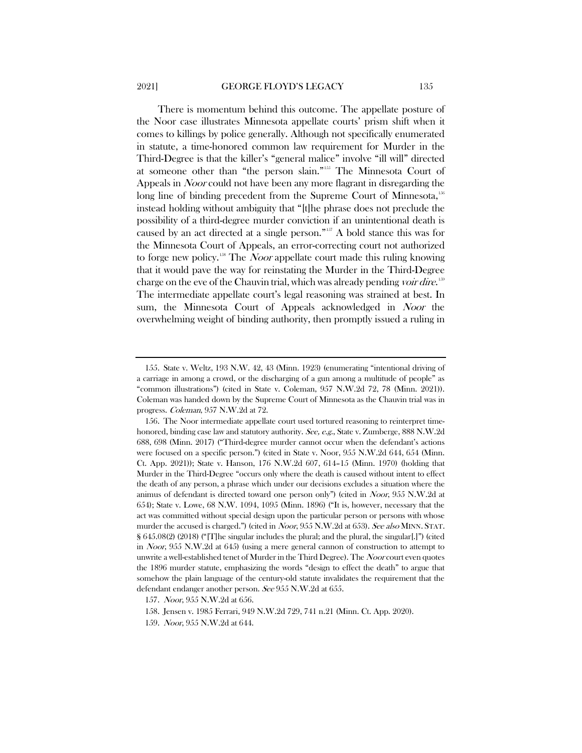There is momentum behind this outcome. The appellate posture of the Noor case illustrates Minnesota appellate courts' prism shift when it comes to killings by police generally. Although not specifically enumerated in statute, a time-honored common law requirement for Murder in the Third-Degree is that the killer's "general malice" involve "ill will" directed at someone other than "the person slain."[155] The Minnesota Court of Appeals in *Noor* could not have been any more flagrant in disregarding the long line of binding precedent from the Supreme Court of Minnesota,[156] instead holding without ambiguity that "[t]he phrase does not preclude the possibility of a third-degree murder conviction if an unintentional death is caused by an act directed at a single person."[157] A bold stance this was for the Minnesota Court of Appeals, an error-correcting court not authorized to forge new policy.[158] The *Noor* appellate court made this ruling knowing that it would pave the way for reinstating the Murder in the Third-Degree charge on the eve of the Chauvin trial, which was already pending *voir dire*.[159] The intermediate appellate court's legal reasoning was strained at best. In sum, the Minnesota Court of Appeals acknowledged in *Noor* the overwhelming weight of binding authority, then promptly issued a ruling in

---

155. State v. Weltz, 193 N.W. 42, 43 (Minn. 1923) (enumerating "intentional driving of a carriage in among a crowd, or the discharging of a gun among a multitude of people" as "common illustrations") (cited in State v. Coleman, 957 N.W.2d 72, 78 (Minn. 2021)). Coleman was handed down by the Supreme Court of Minnesota as the Chauvin trial was in progress. *Coleman*, 957 N.W.2d at 72.

156. The Noor intermediate appellate court used tortured reasoning to reinterpret time-honored, binding case law and statutory authority. *See, e.g.*, State v. Zumberge, 888 N.W.2d 688, 698 (Minn. 2017) ("Third-degree murder cannot occur when the defendant's actions were focused on a specific person.") (cited in State v. Noor, 955 N.W.2d 644, 654 (Minn. Ct. App. 2021)); State v. Hanson, 176 N.W.2d 607, 614–15 (Minn. 1970) (holding that Murder in the Third-Degree "occurs only where the death is caused without intent to effect the death of any person, a phrase which under our decisions excludes a situation where the animus of defendant is directed toward one person only") (cited in *Noor*, 955 N.W.2d at 654); State v. Lowe, 68 N.W. 1094, 1095 (Minn. 1896) ("It is, however, necessary that the act was committed without special design upon the particular person or persons with whose murder the accused is charged.") (cited in *Noor*, 955 N.W.2d at 653). *See also* MINN. STAT. § 645.08(2) (2018) ("[T]he singular includes the plural; and the plural, the singular[.]") (cited in *Noor*, 955 N.W.2d at 645) (using a mere general cannon of construction to attempt to unwrite a well-established tenet of Murder in the Third Degree). The *Noor* court even quotes the 1896 murder statute, emphasizing the words "design to effect the death" to argue that somehow the plain language of the century-old statute invalidates the requirement that the defendant endanger another person. *See* 955 N.W.2d at 655.

157. *Noor*, 955 N.W.2d at 656.

158. Jensen v. 1985 Ferrari, 949 N.W.2d 729, 741 n.21 (Minn. Ct. App. 2020).

159. *Noor*, 955 N.W.2d at 644.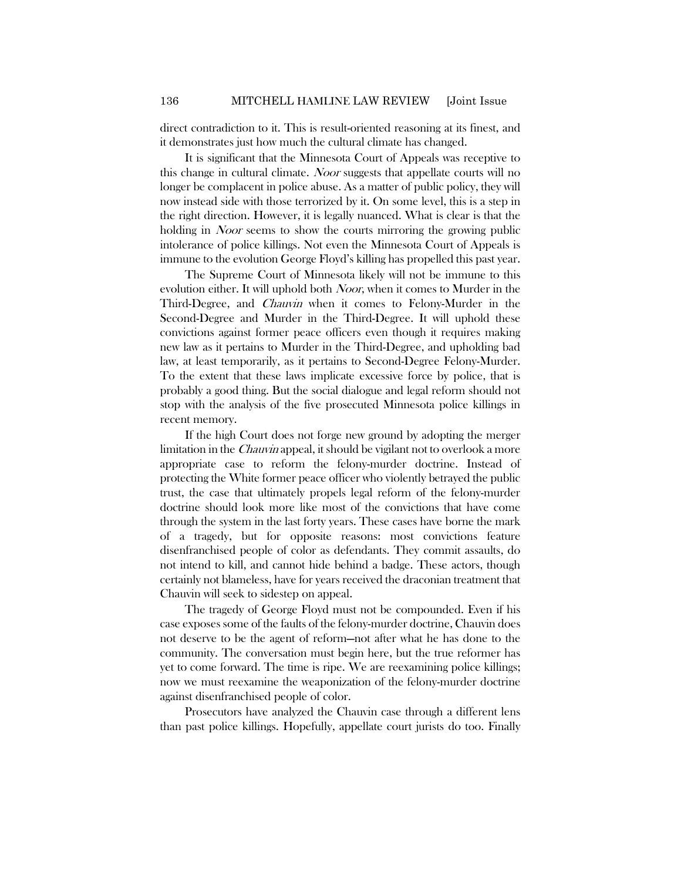direct contradiction to it. This is result-oriented reasoning at its finest, and it demonstrates just how much the cultural climate has changed.

It is significant that the Minnesota Court of Appeals was receptive to this change in cultural climate. *Noor* suggests that appellate courts will no longer be complacent in police abuse. As a matter of public policy, they will now instead side with those terrorized by it. On some level, this is a step in the right direction. However, it is legally nuanced. What is clear is that the holding in *Noor* seems to show the courts mirroring the growing public intolerance of police killings. Not even the Minnesota Court of Appeals is immune to the evolution George Floyd's killing has propelled this past year.

The Supreme Court of Minnesota likely will not be immune to this evolution either. It will uphold both *Noor*, when it comes to Murder in the Third-Degree, and *Chauvin* when it comes to Felony-Murder in the Second-Degree and Murder in the Third-Degree. It will uphold these convictions against former peace officers even though it requires making new law as it pertains to Murder in the Third-Degree, and upholding bad law, at least temporarily, as it pertains to Second-Degree Felony-Murder. To the extent that these laws implicate excessive force by police, that is probably a good thing. But the social dialogue and legal reform should not stop with the analysis of the five prosecuted Minnesota police killings in recent memory.

If the high Court does not forge new ground by adopting the merger limitation in the *Chauvin* appeal, it should be vigilant not to overlook a more appropriate case to reform the felony-murder doctrine. Instead of protecting the White former peace officer who violently betrayed the public trust, the case that ultimately propels legal reform of the felony-murder doctrine should look more like most of the convictions that have come through the system in the last forty years. These cases have borne the mark of a tragedy, but for opposite reasons: most convictions feature disenfranchised people of color as defendants. They commit assaults, do not intend to kill, and cannot hide behind a badge. These actors, though certainly not blameless, have for years received the draconian treatment that Chauvin will seek to sidestep on appeal.

The tragedy of George Floyd must not be compounded. Even if his case exposes some of the faults of the felony-murder doctrine, Chauvin does not deserve to be the agent of reform—not after what he has done to the community. The conversation must begin here, but the true reformer has yet to come forward. The time is ripe. We are reexamining police killings; now we must reexamine the weaponization of the felony-murder doctrine against disenfranchised people of color.

Prosecutors have analyzed the Chauvin case through a different lens than past police killings. Hopefully, appellate court jurists do too. Finally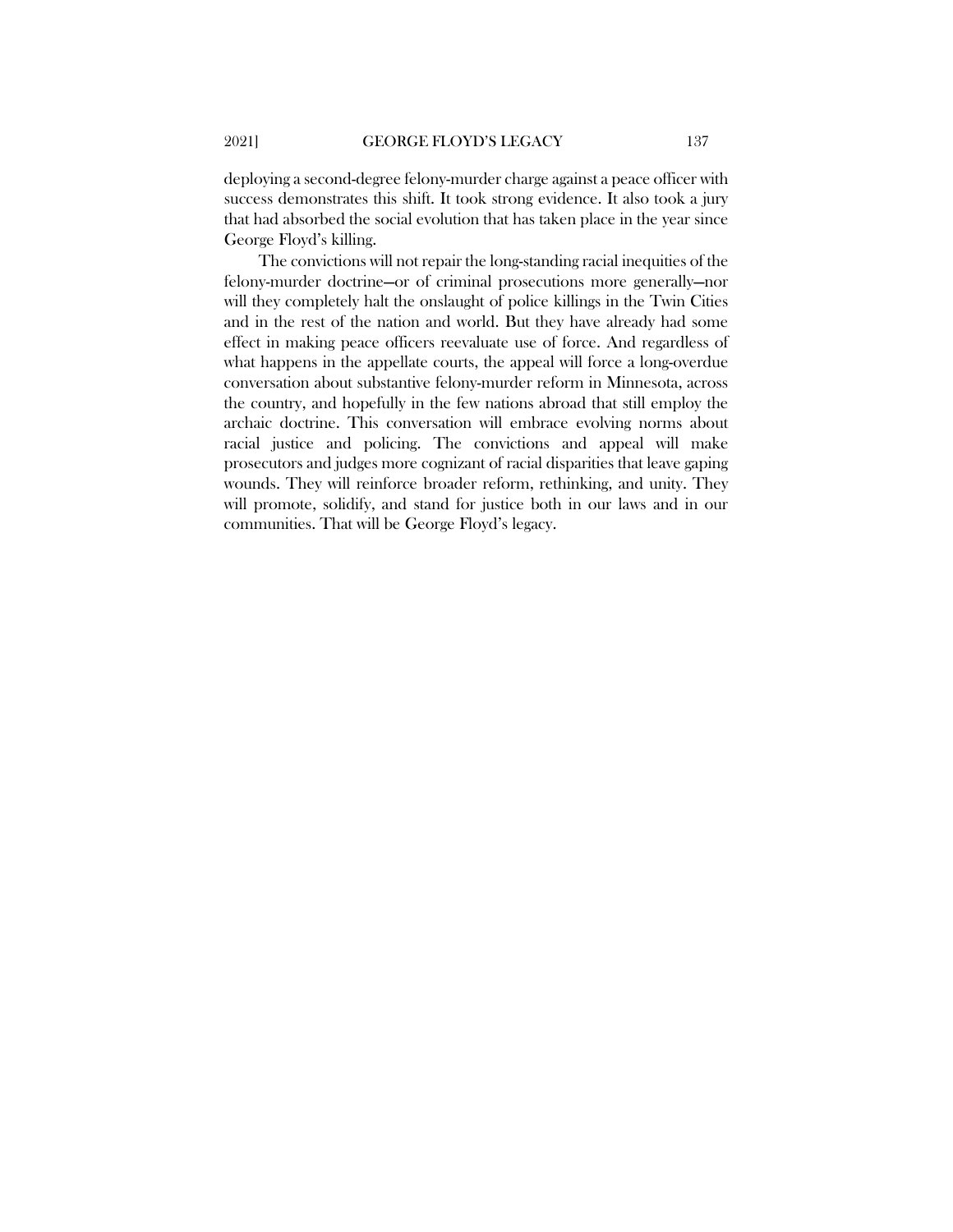deploying a second-degree felony-murder charge against a peace officer with success demonstrates this shift. It took strong evidence. It also took a jury that had absorbed the social evolution that has taken place in the year since George Floyd's killing.

The convictions will not repair the long-standing racial inequities of the felony-murder doctrine—or of criminal prosecutions more generally—nor will they completely halt the onslaught of police killings in the Twin Cities and in the rest of the nation and world. But they have already had some effect in making peace officers reevaluate use of force. And regardless of what happens in the appellate courts, the appeal will force a long-overdue conversation about substantive felony-murder reform in Minnesota, across the country, and hopefully in the few nations abroad that still employ the archaic doctrine. This conversation will embrace evolving norms about racial justice and policing. The convictions and appeal will make prosecutors and judges more cognizant of racial disparities that leave gaping wounds. They will reinforce broader reform, rethinking, and unity. They will promote, solidify, and stand for justice both in our laws and in our communities. That will be George Floyd's legacy.